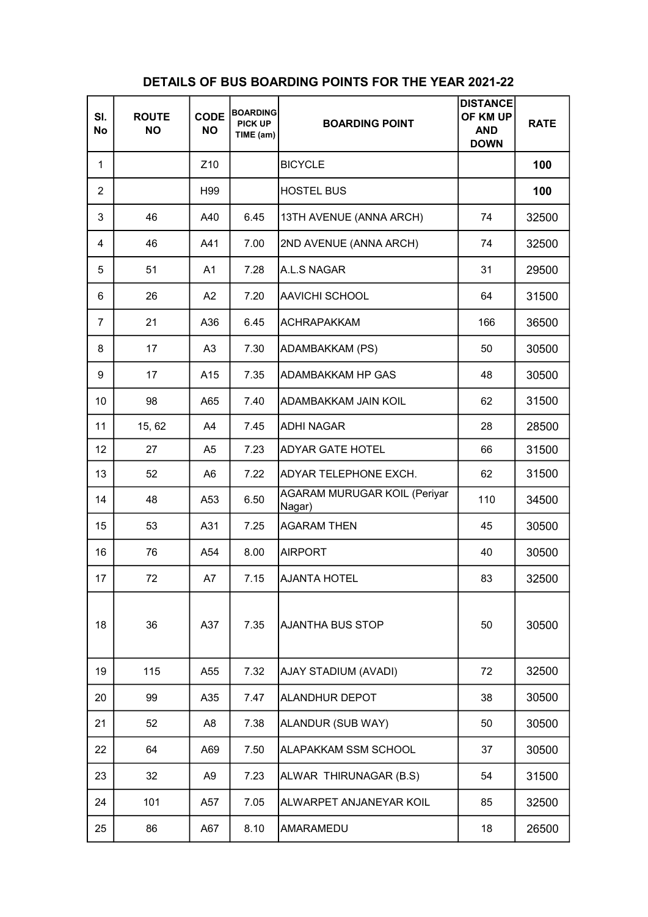# DETAILS OF BUS BOARDING POINTS FOR THE YEAR 2021-22

| Sl. No | ROUTE NO | CODE NO | BOARDING PICK UP TIME (am) | BOARDING POINT | DISTANCE OF KM UP AND DOWN | RATE |
|---|---|---|---|---|---|---|
| 1 | | Z10 | | BICYCLE | | **100** |
| 2 | | H99 | | HOSTEL BUS | | **100** |
| 3 | 46 | A40 | 6.45 | 13TH AVENUE (ANNA ARCH) | 74 | 32500 |
| 4 | 46 | A41 | 7.00 | 2ND AVENUE (ANNA ARCH) | 74 | 32500 |
| 5 | 51 | A1 | 7.28 | A.L.S NAGAR | 31 | 29500 |
| 6 | 26 | A2 | 7.20 | AAVICHI SCHOOL | 64 | 31500 |
| 7 | 21 | A36 | 6.45 | ACHRAPAKKAM | 166 | 36500 |
| 8 | 17 | A3 | 7.30 | ADAMBAKKAM (PS) | 50 | 30500 |
| 9 | 17 | A15 | 7.35 | ADAMBAKKAM HP GAS | 48 | 30500 |
| 10 | 98 | A65 | 7.40 | ADAMBAKKAM JAIN KOIL | 62 | 31500 |
| 11 | 15, 62 | A4 | 7.45 | ADHI NAGAR | 28 | 28500 |
| 12 | 27 | A5 | 7.23 | ADYAR GATE HOTEL | 66 | 31500 |
| 13 | 52 | A6 | 7.22 | ADYAR TELEPHONE EXCH. | 62 | 31500 |
| 14 | 48 | A53 | 6.50 | AGARAM MURUGAR KOIL (Periyar Nagar) | 110 | 34500 |
| 15 | 53 | A31 | 7.25 | AGARAM THEN | 45 | 30500 |
| 16 | 76 | A54 | 8.00 | AIRPORT | 40 | 30500 |
| 17 | 72 | A7 | 7.15 | AJANTA HOTEL | 83 | 32500 |
| 18 | 36 | A37 | 7.35 | AJANTHA BUS STOP | 50 | 30500 |
| 19 | 115 | A55 | 7.32 | AJAY STADIUM (AVADI) | 72 | 32500 |
| 20 | 99 | A35 | 7.47 | ALANDHUR DEPOT | 38 | 30500 |
| 21 | 52 | A8 | 7.38 | ALANDUR (SUB WAY) | 50 | 30500 |
| 22 | 64 | A69 | 7.50 | ALAPAKKAM SSM SCHOOL | 37 | 30500 |
| 23 | 32 | A9 | 7.23 | ALWAR THIRUNAGAR (B.S) | 54 | 31500 |
| 24 | 101 | A57 | 7.05 | ALWARPET ANJANEYAR KOIL | 85 | 32500 |
| 25 | 86 | A67 | 8.10 | AMARAMEDU | 18 | 26500 |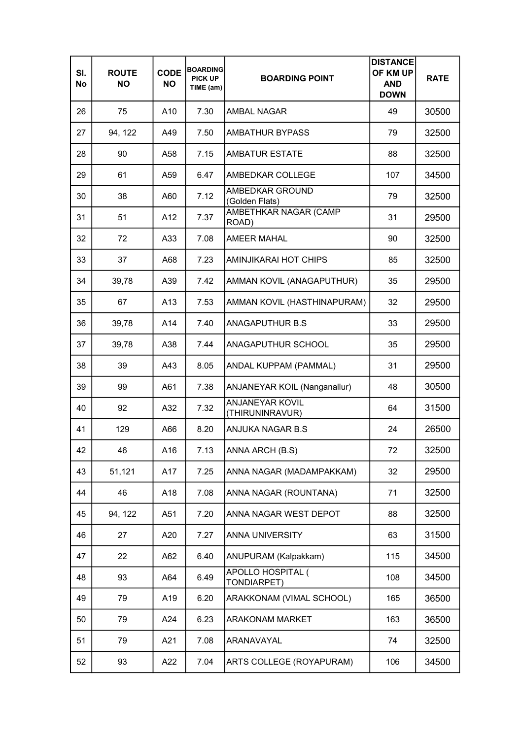| Sl. No | ROUTE NO | CODE NO | BOARDING PICK UP TIME (am) | BOARDING POINT | DISTANCE OF KM UP AND DOWN | RATE |
|---|---|---|---|---|---|---|
| 26 | 75 | A10 | 7.30 | AMBAL NAGAR | 49 | 30500 |
| 27 | 94, 122 | A49 | 7.50 | AMBATHUR BYPASS | 79 | 32500 |
| 28 | 90 | A58 | 7.15 | AMBATUR ESTATE | 88 | 32500 |
| 29 | 61 | A59 | 6.47 | AMBEDKAR COLLEGE | 107 | 34500 |
| 30 | 38 | A60 | 7.12 | AMBEDKAR GROUND (Golden Flats) | 79 | 32500 |
| 31 | 51 | A12 | 7.37 | AMBETHKAR NAGAR (CAMP ROAD) | 31 | 29500 |
| 32 | 72 | A33 | 7.08 | AMEER MAHAL | 90 | 32500 |
| 33 | 37 | A68 | 7.23 | AMINJIKARAI HOT CHIPS | 85 | 32500 |
| 34 | 39,78 | A39 | 7.42 | AMMAN KOVIL (ANAGAPUTHUR) | 35 | 29500 |
| 35 | 67 | A13 | 7.53 | AMMAN KOVIL (HASTHINAPURAM) | 32 | 29500 |
| 36 | 39,78 | A14 | 7.40 | ANAGAPUTHUR B.S | 33 | 29500 |
| 37 | 39,78 | A38 | 7.44 | ANAGAPUTHUR SCHOOL | 35 | 29500 |
| 38 | 39 | A43 | 8.05 | ANDAL KUPPAM (PAMMAL) | 31 | 29500 |
| 39 | 99 | A61 | 7.38 | ANJANEYAR KOIL (Nanganallur) | 48 | 30500 |
| 40 | 92 | A32 | 7.32 | ANJANEYAR KOVIL (THIRUNINRAVUR) | 64 | 31500 |
| 41 | 129 | A66 | 8.20 | ANJUKA NAGAR B.S | 24 | 26500 |
| 42 | 46 | A16 | 7.13 | ANNA ARCH (B.S) | 72 | 32500 |
| 43 | 51,121 | A17 | 7.25 | ANNA NAGAR (MADAMPAKKAM) | 32 | 29500 |
| 44 | 46 | A18 | 7.08 | ANNA NAGAR (ROUNTANA) | 71 | 32500 |
| 45 | 94, 122 | A51 | 7.20 | ANNA NAGAR WEST DEPOT | 88 | 32500 |
| 46 | 27 | A20 | 7.27 | ANNA UNIVERSITY | 63 | 31500 |
| 47 | 22 | A62 | 6.40 | ANUPURAM (Kalpakkam) | 115 | 34500 |
| 48 | 93 | A64 | 6.49 | APOLLO HOSPITAL ( TONDIARPET) | 108 | 34500 |
| 49 | 79 | A19 | 6.20 | ARAKKONAM (VIMAL SCHOOL) | 165 | 36500 |
| 50 | 79 | A24 | 6.23 | ARAKONAM MARKET | 163 | 36500 |
| 51 | 79 | A21 | 7.08 | ARANAVAYAL | 74 | 32500 |
| 52 | 93 | A22 | 7.04 | ARTS COLLEGE (ROYAPURAM) | 106 | 34500 |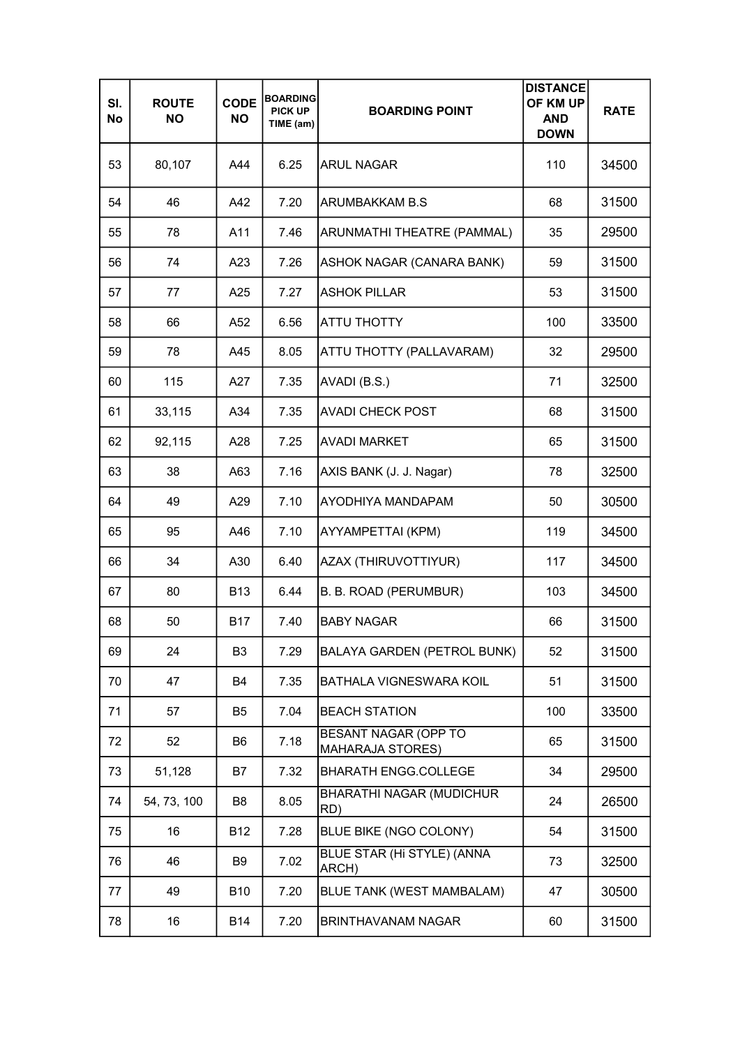| Sl. No | ROUTE NO | CODE NO | BOARDING PICK UP TIME (am) | BOARDING POINT | DISTANCE OF KM UP AND DOWN | RATE |
|---|---|---|---|---|---|---|
| 53 | 80,107 | A44 | 6.25 | ARUL NAGAR | 110 | 34500 |
| 54 | 46 | A42 | 7.20 | ARUMBAKKAM B.S | 68 | 31500 |
| 55 | 78 | A11 | 7.46 | ARUNMATHI THEATRE (PAMMAL) | 35 | 29500 |
| 56 | 74 | A23 | 7.26 | ASHOK NAGAR (CANARA BANK) | 59 | 31500 |
| 57 | 77 | A25 | 7.27 | ASHOK PILLAR | 53 | 31500 |
| 58 | 66 | A52 | 6.56 | ATTU THOTTY | 100 | 33500 |
| 59 | 78 | A45 | 8.05 | ATTU THOTTY (PALLAVARAM) | 32 | 29500 |
| 60 | 115 | A27 | 7.35 | AVADI (B.S.) | 71 | 32500 |
| 61 | 33,115 | A34 | 7.35 | AVADI CHECK POST | 68 | 31500 |
| 62 | 92,115 | A28 | 7.25 | AVADI MARKET | 65 | 31500 |
| 63 | 38 | A63 | 7.16 | AXIS BANK (J. J. Nagar) | 78 | 32500 |
| 64 | 49 | A29 | 7.10 | AYODHIYA MANDAPAM | 50 | 30500 |
| 65 | 95 | A46 | 7.10 | AYYAMPETTAI (KPM) | 119 | 34500 |
| 66 | 34 | A30 | 6.40 | AZAX (THIRUVOTTIYUR) | 117 | 34500 |
| 67 | 80 | B13 | 6.44 | B. B. ROAD (PERUMBUR) | 103 | 34500 |
| 68 | 50 | B17 | 7.40 | BABY NAGAR | 66 | 31500 |
| 69 | 24 | B3 | 7.29 | BALAYA GARDEN (PETROL BUNK) | 52 | 31500 |
| 70 | 47 | B4 | 7.35 | BATHALA VIGNESWARA KOIL | 51 | 31500 |
| 71 | 57 | B5 | 7.04 | BEACH STATION | 100 | 33500 |
| 72 | 52 | B6 | 7.18 | BESANT NAGAR (OPP TO MAHARAJA STORES) | 65 | 31500 |
| 73 | 51,128 | B7 | 7.32 | BHARATH ENGG.COLLEGE | 34 | 29500 |
| 74 | 54, 73, 100 | B8 | 8.05 | BHARATHI NAGAR (MUDICHUR RD) | 24 | 26500 |
| 75 | 16 | B12 | 7.28 | BLUE BIKE (NGO COLONY) | 54 | 31500 |
| 76 | 46 | B9 | 7.02 | BLUE STAR (Hi STYLE) (ANNA ARCH) | 73 | 32500 |
| 77 | 49 | B10 | 7.20 | BLUE TANK (WEST MAMBALAM) | 47 | 30500 |
| 78 | 16 | B14 | 7.20 | BRINTHAVANAM NAGAR | 60 | 31500 |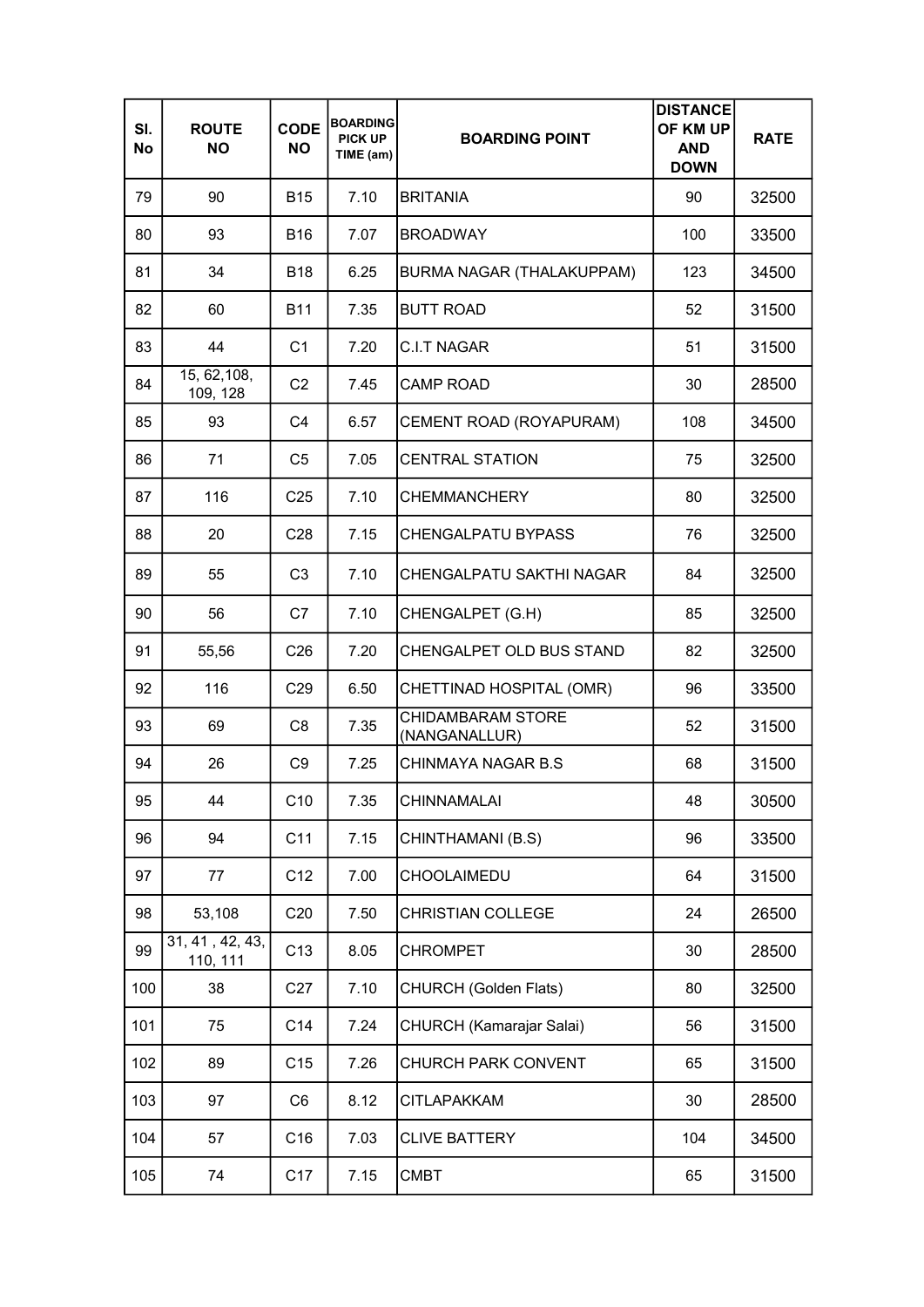| Sl. No | ROUTE NO | CODE NO | BOARDING PICK UP TIME (am) | BOARDING POINT | DISTANCE OF KM UP AND DOWN | RATE |
|---|---|---|---|---|---|---|
| 79 | 90 | B15 | 7.10 | BRITANIA | 90 | 32500 |
| 80 | 93 | B16 | 7.07 | BROADWAY | 100 | 33500 |
| 81 | 34 | B18 | 6.25 | BURMA NAGAR (THALAKUPPAM) | 123 | 34500 |
| 82 | 60 | B11 | 7.35 | BUTT ROAD | 52 | 31500 |
| 83 | 44 | C1 | 7.20 | C.I.T NAGAR | 51 | 31500 |
| 84 | 15, 62,108, 109, 128 | C2 | 7.45 | CAMP ROAD | 30 | 28500 |
| 85 | 93 | C4 | 6.57 | CEMENT ROAD (ROYAPURAM) | 108 | 34500 |
| 86 | 71 | C5 | 7.05 | CENTRAL STATION | 75 | 32500 |
| 87 | 116 | C25 | 7.10 | CHEMMANCHERY | 80 | 32500 |
| 88 | 20 | C28 | 7.15 | CHENGALPATU BYPASS | 76 | 32500 |
| 89 | 55 | C3 | 7.10 | CHENGALPATU SAKTHI NAGAR | 84 | 32500 |
| 90 | 56 | C7 | 7.10 | CHENGALPET (G.H) | 85 | 32500 |
| 91 | 55,56 | C26 | 7.20 | CHENGALPET OLD BUS STAND | 82 | 32500 |
| 92 | 116 | C29 | 6.50 | CHETTINAD HOSPITAL (OMR) | 96 | 33500 |
| 93 | 69 | C8 | 7.35 | CHIDAMBARAM STORE (NANGANALLUR) | 52 | 31500 |
| 94 | 26 | C9 | 7.25 | CHINMAYA NAGAR B.S | 68 | 31500 |
| 95 | 44 | C10 | 7.35 | CHINNAMALAI | 48 | 30500 |
| 96 | 94 | C11 | 7.15 | CHINTHAMANI (B.S) | 96 | 33500 |
| 97 | 77 | C12 | 7.00 | CHOOLAIMEDU | 64 | 31500 |
| 98 | 53,108 | C20 | 7.50 | CHRISTIAN COLLEGE | 24 | 26500 |
| 99 | 31, 41 , 42, 43, 110, 111 | C13 | 8.05 | CHROMPET | 30 | 28500 |
| 100 | 38 | C27 | 7.10 | CHURCH (Golden Flats) | 80 | 32500 |
| 101 | 75 | C14 | 7.24 | CHURCH (Kamarajar Salai) | 56 | 31500 |
| 102 | 89 | C15 | 7.26 | CHURCH PARK CONVENT | 65 | 31500 |
| 103 | 97 | C6 | 8.12 | CITLAPAKKAM | 30 | 28500 |
| 104 | 57 | C16 | 7.03 | CLIVE BATTERY | 104 | 34500 |
| 105 | 74 | C17 | 7.15 | CMBT | 65 | 31500 |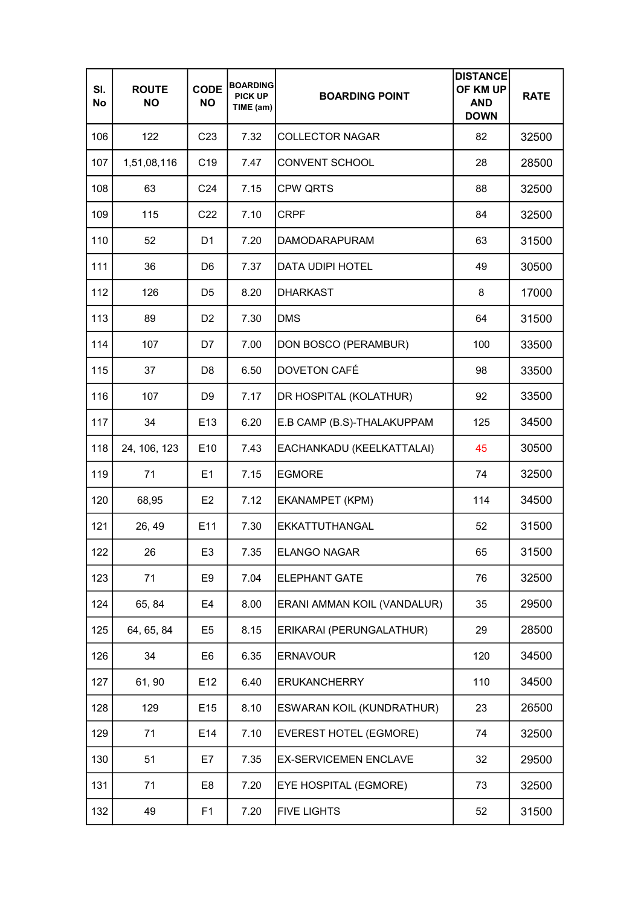| Sl. No | ROUTE NO | CODE NO | BOARDING PICK UP TIME (am) | BOARDING POINT | DISTANCE OF KM UP AND DOWN | RATE |
|---|---|---|---|---|---|---|
| 106 | 122 | C23 | 7.32 | COLLECTOR NAGAR | 82 | 32500 |
| 107 | 1,51,08,116 | C19 | 7.47 | CONVENT SCHOOL | 28 | 28500 |
| 108 | 63 | C24 | 7.15 | CPW QRTS | 88 | 32500 |
| 109 | 115 | C22 | 7.10 | CRPF | 84 | 32500 |
| 110 | 52 | D1 | 7.20 | DAMODARAPURAM | 63 | 31500 |
| 111 | 36 | D6 | 7.37 | DATA UDIPI HOTEL | 49 | 30500 |
| 112 | 126 | D5 | 8.20 | DHARKAST | 8 | 17000 |
| 113 | 89 | D2 | 7.30 | DMS | 64 | 31500 |
| 114 | 107 | D7 | 7.00 | DON BOSCO (PERAMBUR) | 100 | 33500 |
| 115 | 37 | D8 | 6.50 | DOVETON CAFÉ | 98 | 33500 |
| 116 | 107 | D9 | 7.17 | DR HOSPITAL (KOLATHUR) | 92 | 33500 |
| 117 | 34 | E13 | 6.20 | E.B CAMP (B.S)-THALAKUPPAM | 125 | 34500 |
| 118 | 24, 106, 123 | E10 | 7.43 | EACHANKADU (KEELKATTALAI) | 45 | 30500 |
| 119 | 71 | E1 | 7.15 | EGMORE | 74 | 32500 |
| 120 | 68,95 | E2 | 7.12 | EKANAMPET (KPM) | 114 | 34500 |
| 121 | 26, 49 | E11 | 7.30 | EKKATTUTHANGAL | 52 | 31500 |
| 122 | 26 | E3 | 7.35 | ELANGO NAGAR | 65 | 31500 |
| 123 | 71 | E9 | 7.04 | ELEPHANT GATE | 76 | 32500 |
| 124 | 65, 84 | E4 | 8.00 | ERANI AMMAN KOIL (VANDALUR) | 35 | 29500 |
| 125 | 64, 65, 84 | E5 | 8.15 | ERIKARAI (PERUNGALATHUR) | 29 | 28500 |
| 126 | 34 | E6 | 6.35 | ERNAVOUR | 120 | 34500 |
| 127 | 61, 90 | E12 | 6.40 | ERUKANCHERRY | 110 | 34500 |
| 128 | 129 | E15 | 8.10 | ESWARAN KOIL (KUNDRATHUR) | 23 | 26500 |
| 129 | 71 | E14 | 7.10 | EVEREST HOTEL (EGMORE) | 74 | 32500 |
| 130 | 51 | E7 | 7.35 | EX-SERVICEMEN ENCLAVE | 32 | 29500 |
| 131 | 71 | E8 | 7.20 | EYE HOSPITAL (EGMORE) | 73 | 32500 |
| 132 | 49 | F1 | 7.20 | FIVE LIGHTS | 52 | 31500 |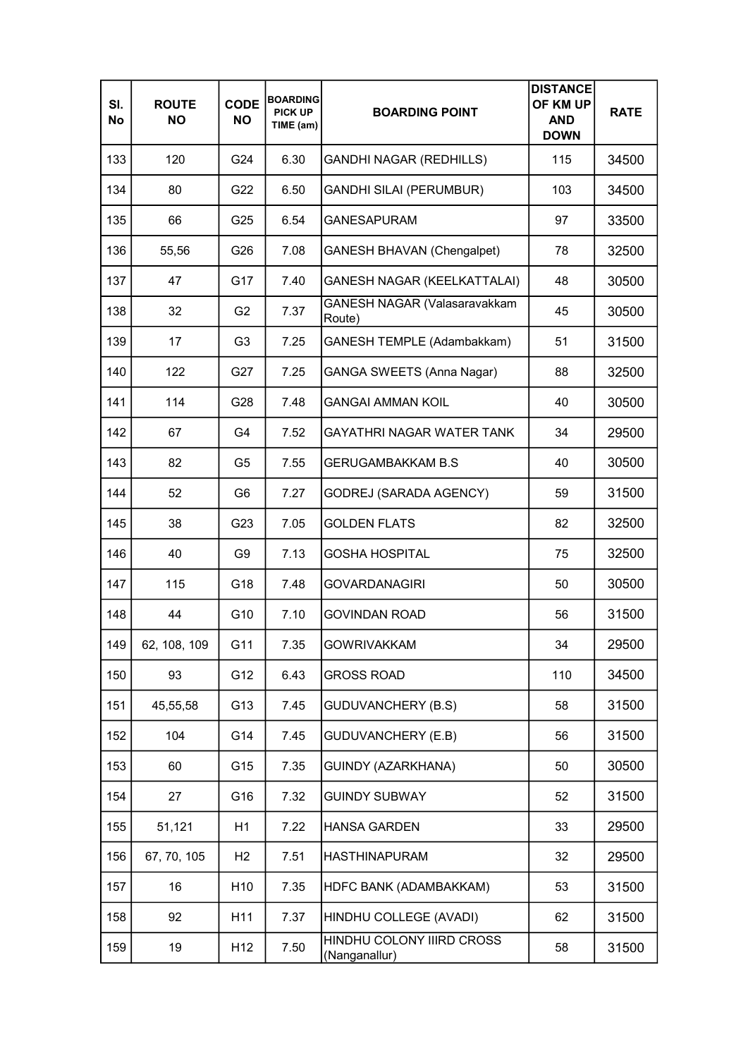| Sl. No | ROUTE NO | CODE NO | BOARDING PICK UP TIME (am) | BOARDING POINT | DISTANCE OF KM UP AND DOWN | RATE |
|---|---|---|---|---|---|---|
| 133 | 120 | G24 | 6.30 | GANDHI NAGAR (REDHILLS) | 115 | 34500 |
| 134 | 80 | G22 | 6.50 | GANDHI SILAI (PERUMBUR) | 103 | 34500 |
| 135 | 66 | G25 | 6.54 | GANESAPURAM | 97 | 33500 |
| 136 | 55,56 | G26 | 7.08 | GANESH BHAVAN (Chengalpet) | 78 | 32500 |
| 137 | 47 | G17 | 7.40 | GANESH NAGAR (KEELKATTALAI) | 48 | 30500 |
| 138 | 32 | G2 | 7.37 | GANESH NAGAR (Valasaravakkam Route) | 45 | 30500 |
| 139 | 17 | G3 | 7.25 | GANESH TEMPLE (Adambakkam) | 51 | 31500 |
| 140 | 122 | G27 | 7.25 | GANGA SWEETS (Anna Nagar) | 88 | 32500 |
| 141 | 114 | G28 | 7.48 | GANGAI AMMAN KOIL | 40 | 30500 |
| 142 | 67 | G4 | 7.52 | GAYATHRI NAGAR WATER TANK | 34 | 29500 |
| 143 | 82 | G5 | 7.55 | GERUGAMBAKKAM B.S | 40 | 30500 |
| 144 | 52 | G6 | 7.27 | GODREJ (SARADA AGENCY) | 59 | 31500 |
| 145 | 38 | G23 | 7.05 | GOLDEN FLATS | 82 | 32500 |
| 146 | 40 | G9 | 7.13 | GOSHA HOSPITAL | 75 | 32500 |
| 147 | 115 | G18 | 7.48 | GOVARDANAGIRI | 50 | 30500 |
| 148 | 44 | G10 | 7.10 | GOVINDAN ROAD | 56 | 31500 |
| 149 | 62, 108, 109 | G11 | 7.35 | GOWRIVAKKAM | 34 | 29500 |
| 150 | 93 | G12 | 6.43 | GROSS ROAD | 110 | 34500 |
| 151 | 45,55,58 | G13 | 7.45 | GUDUVANCHERY (B.S) | 58 | 31500 |
| 152 | 104 | G14 | 7.45 | GUDUVANCHERY (E.B) | 56 | 31500 |
| 153 | 60 | G15 | 7.35 | GUINDY (AZARKHANA) | 50 | 30500 |
| 154 | 27 | G16 | 7.32 | GUINDY SUBWAY | 52 | 31500 |
| 155 | 51,121 | H1 | 7.22 | HANSA GARDEN | 33 | 29500 |
| 156 | 67, 70, 105 | H2 | 7.51 | HASTHINAPURAM | 32 | 29500 |
| 157 | 16 | H10 | 7.35 | HDFC BANK (ADAMBAKKAM) | 53 | 31500 |
| 158 | 92 | H11 | 7.37 | HINDHU COLLEGE (AVADI) | 62 | 31500 |
| 159 | 19 | H12 | 7.50 | HINDHU COLONY IIIRD CROSS (Nanganallur) | 58 | 31500 |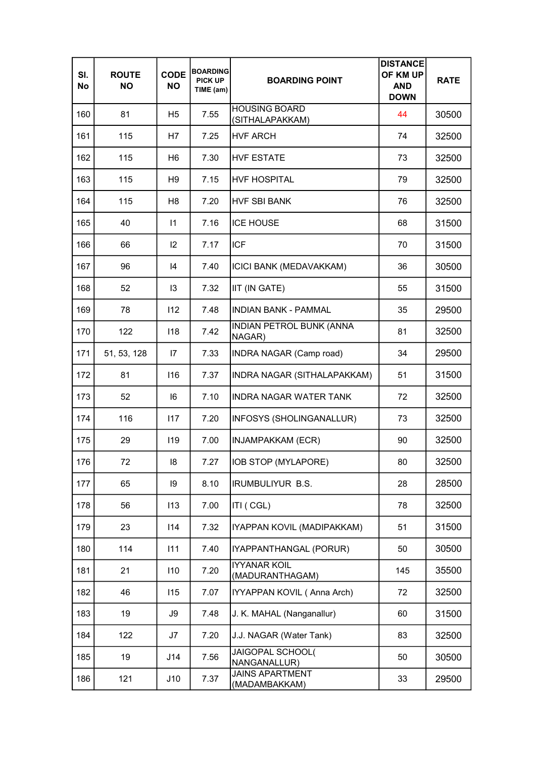| Sl. No | ROUTE NO | CODE NO | BOARDING PICK UP TIME (am) | BOARDING POINT | DISTANCE OF KM UP AND DOWN | RATE |
|---|---|---|---|---|---|---|
| 160 | 81 | H5 | 7.55 | HOUSING BOARD (SITHALAPAKKAM) | 44 | 30500 |
| 161 | 115 | H7 | 7.25 | HVF ARCH | 74 | 32500 |
| 162 | 115 | H6 | 7.30 | HVF ESTATE | 73 | 32500 |
| 163 | 115 | H9 | 7.15 | HVF HOSPITAL | 79 | 32500 |
| 164 | 115 | H8 | 7.20 | HVF SBI BANK | 76 | 32500 |
| 165 | 40 | I1 | 7.16 | ICE HOUSE | 68 | 31500 |
| 166 | 66 | I2 | 7.17 | ICF | 70 | 31500 |
| 167 | 96 | I4 | 7.40 | ICICI BANK (MEDAVAKKAM) | 36 | 30500 |
| 168 | 52 | I3 | 7.32 | IIT (IN GATE) | 55 | 31500 |
| 169 | 78 | I12 | 7.48 | INDIAN BANK - PAMMAL | 35 | 29500 |
| 170 | 122 | I18 | 7.42 | INDIAN PETROL BUNK (ANNA NAGAR) | 81 | 32500 |
| 171 | 51, 53, 128 | I7 | 7.33 | INDRA NAGAR (Camp road) | 34 | 29500 |
| 172 | 81 | I16 | 7.37 | INDRA NAGAR (SITHALAPAKKAM) | 51 | 31500 |
| 173 | 52 | I6 | 7.10 | INDRA NAGAR WATER TANK | 72 | 32500 |
| 174 | 116 | I17 | 7.20 | INFOSYS (SHOLINGANALLUR) | 73 | 32500 |
| 175 | 29 | I19 | 7.00 | INJAMPAKKAM (ECR) | 90 | 32500 |
| 176 | 72 | I8 | 7.27 | IOB STOP (MYLAPORE) | 80 | 32500 |
| 177 | 65 | I9 | 8.10 | IRUMBULIYUR B.S. | 28 | 28500 |
| 178 | 56 | I13 | 7.00 | ITI ( CGL) | 78 | 32500 |
| 179 | 23 | I14 | 7.32 | IYAPPAN KOVIL (MADIPAKKAM) | 51 | 31500 |
| 180 | 114 | I11 | 7.40 | IYAPPANTHANGAL (PORUR) | 50 | 30500 |
| 181 | 21 | I10 | 7.20 | IYYANAR KOIL (MADURANTHAGAM) | 145 | 35500 |
| 182 | 46 | I15 | 7.07 | IYYAPPAN KOVIL ( Anna Arch) | 72 | 32500 |
| 183 | 19 | J9 | 7.48 | J. K. MAHAL (Nanganallur) | 60 | 31500 |
| 184 | 122 | J7 | 7.20 | J.J. NAGAR (Water Tank) | 83 | 32500 |
| 185 | 19 | J14 | 7.56 | JAIGOPAL SCHOOL( NANGANALLUR) | 50 | 30500 |
| 186 | 121 | J10 | 7.37 | JAINS APARTMENT (MADAMBAKKAM) | 33 | 29500 |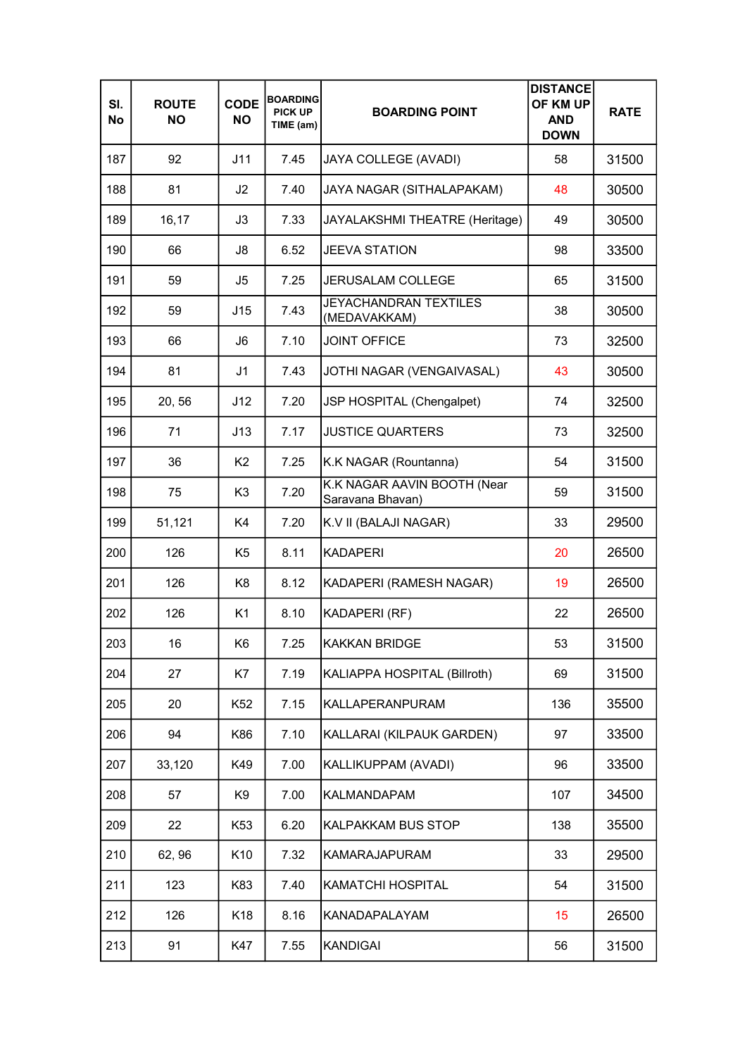| Sl. No | ROUTE NO | CODE NO | BOARDING PICK UP TIME (am) | BOARDING POINT | DISTANCE OF KM UP AND DOWN | RATE |
|---|---|---|---|---|---|---|
| 187 | 92 | J11 | 7.45 | JAYA COLLEGE (AVADI) | 58 | 31500 |
| 188 | 81 | J2 | 7.40 | JAYA NAGAR (SITHALAPAKAM) | 48 | 30500 |
| 189 | 16,17 | J3 | 7.33 | JAYALAKSHMI THEATRE (Heritage) | 49 | 30500 |
| 190 | 66 | J8 | 6.52 | JEEVA STATION | 98 | 33500 |
| 191 | 59 | J5 | 7.25 | JERUSALAM COLLEGE | 65 | 31500 |
| 192 | 59 | J15 | 7.43 | JEYACHANDRAN TEXTILES (MEDAVAKKAM) | 38 | 30500 |
| 193 | 66 | J6 | 7.10 | JOINT OFFICE | 73 | 32500 |
| 194 | 81 | J1 | 7.43 | JOTHI NAGAR (VENGAIVASAL) | 43 | 30500 |
| 195 | 20, 56 | J12 | 7.20 | JSP HOSPITAL (Chengalpet) | 74 | 32500 |
| 196 | 71 | J13 | 7.17 | JUSTICE QUARTERS | 73 | 32500 |
| 197 | 36 | K2 | 7.25 | K.K NAGAR (Rountanna) | 54 | 31500 |
| 198 | 75 | K3 | 7.20 | K.K NAGAR AAVIN BOOTH (Near Saravana Bhavan) | 59 | 31500 |
| 199 | 51,121 | K4 | 7.20 | K.V II (BALAJI NAGAR) | 33 | 29500 |
| 200 | 126 | K5 | 8.11 | KADAPERI | 20 | 26500 |
| 201 | 126 | K8 | 8.12 | KADAPERI (RAMESH NAGAR) | 19 | 26500 |
| 202 | 126 | K1 | 8.10 | KADAPERI (RF) | 22 | 26500 |
| 203 | 16 | K6 | 7.25 | KAKKAN BRIDGE | 53 | 31500 |
| 204 | 27 | K7 | 7.19 | KALIAPPA HOSPITAL (Billroth) | 69 | 31500 |
| 205 | 20 | K52 | 7.15 | KALLAPERANPURAM | 136 | 35500 |
| 206 | 94 | K86 | 7.10 | KALLARAI (KILPAUK GARDEN) | 97 | 33500 |
| 207 | 33,120 | K49 | 7.00 | KALLIKUPPAM (AVADI) | 96 | 33500 |
| 208 | 57 | K9 | 7.00 | KALMANDAPAM | 107 | 34500 |
| 209 | 22 | K53 | 6.20 | KALPAKKAM BUS STOP | 138 | 35500 |
| 210 | 62, 96 | K10 | 7.32 | KAMARAJAPURAM | 33 | 29500 |
| 211 | 123 | K83 | 7.40 | KAMATCHI HOSPITAL | 54 | 31500 |
| 212 | 126 | K18 | 8.16 | KANADAPALAYAM | 15 | 26500 |
| 213 | 91 | K47 | 7.55 | KANDIGAI | 56 | 31500 |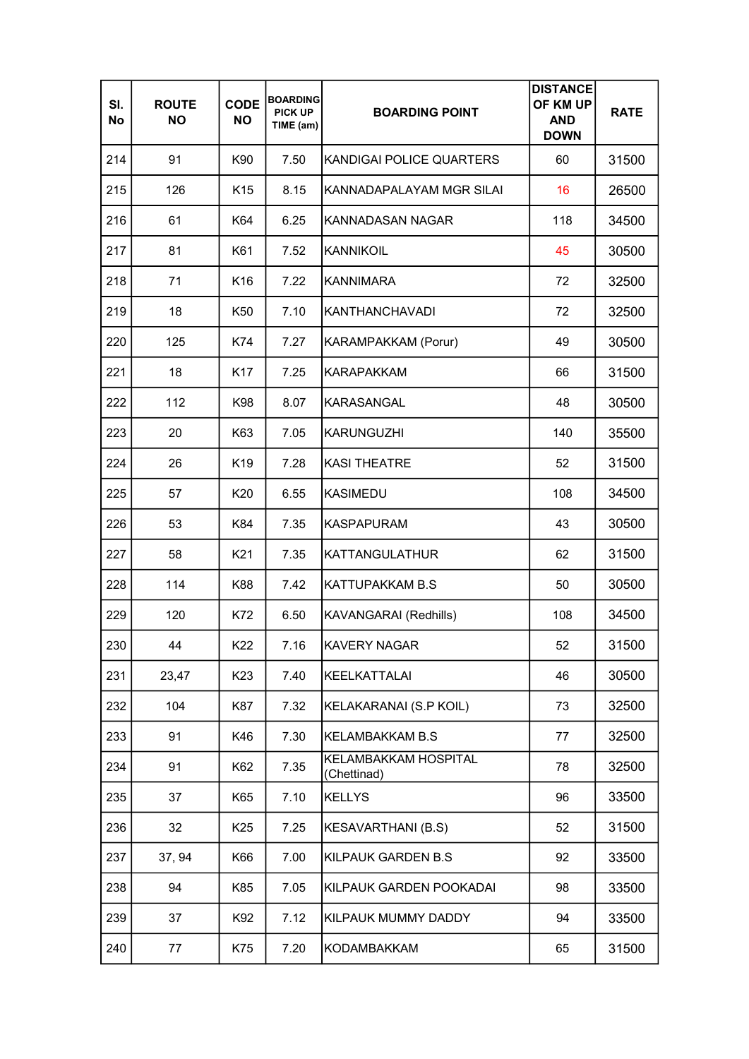| Sl. No | ROUTE NO | CODE NO | BOARDING PICK UP TIME (am) | BOARDING POINT | DISTANCE OF KM UP AND DOWN | RATE |
|---|---|---|---|---|---|---|
| 214 | 91 | K90 | 7.50 | KANDIGAI POLICE QUARTERS | 60 | 31500 |
| 215 | 126 | K15 | 8.15 | KANNADAPALAYAM MGR SILAI | 16 | 26500 |
| 216 | 61 | K64 | 6.25 | KANNADASAN NAGAR | 118 | 34500 |
| 217 | 81 | K61 | 7.52 | KANNIKOIL | 45 | 30500 |
| 218 | 71 | K16 | 7.22 | KANNIMARA | 72 | 32500 |
| 219 | 18 | K50 | 7.10 | KANTHANCHAVADI | 72 | 32500 |
| 220 | 125 | K74 | 7.27 | KARAMPAKKAM (Porur) | 49 | 30500 |
| 221 | 18 | K17 | 7.25 | KARAPAKKAM | 66 | 31500 |
| 222 | 112 | K98 | 8.07 | KARASANGAL | 48 | 30500 |
| 223 | 20 | K63 | 7.05 | KARUNGUZHI | 140 | 35500 |
| 224 | 26 | K19 | 7.28 | KASI THEATRE | 52 | 31500 |
| 225 | 57 | K20 | 6.55 | KASIMEDU | 108 | 34500 |
| 226 | 53 | K84 | 7.35 | KASPAPURAM | 43 | 30500 |
| 227 | 58 | K21 | 7.35 | KATTANGULATHUR | 62 | 31500 |
| 228 | 114 | K88 | 7.42 | KATTUPAKKAM B.S | 50 | 30500 |
| 229 | 120 | K72 | 6.50 | KAVANGARAI (Redhills) | 108 | 34500 |
| 230 | 44 | K22 | 7.16 | KAVERY NAGAR | 52 | 31500 |
| 231 | 23,47 | K23 | 7.40 | KEELKATTALAI | 46 | 30500 |
| 232 | 104 | K87 | 7.32 | KELAKARANAI (S.P KOIL) | 73 | 32500 |
| 233 | 91 | K46 | 7.30 | KELAMBAKKAM B.S | 77 | 32500 |
| 234 | 91 | K62 | 7.35 | KELAMBAKKAM HOSPITAL (Chettinad) | 78 | 32500 |
| 235 | 37 | K65 | 7.10 | KELLYS | 96 | 33500 |
| 236 | 32 | K25 | 7.25 | KESAVARTHANI (B.S) | 52 | 31500 |
| 237 | 37, 94 | K66 | 7.00 | KILPAUK GARDEN B.S | 92 | 33500 |
| 238 | 94 | K85 | 7.05 | KILPAUK GARDEN POOKADAI | 98 | 33500 |
| 239 | 37 | K92 | 7.12 | KILPAUK MUMMY DADDY | 94 | 33500 |
| 240 | 77 | K75 | 7.20 | KODAMBAKKAM | 65 | 31500 |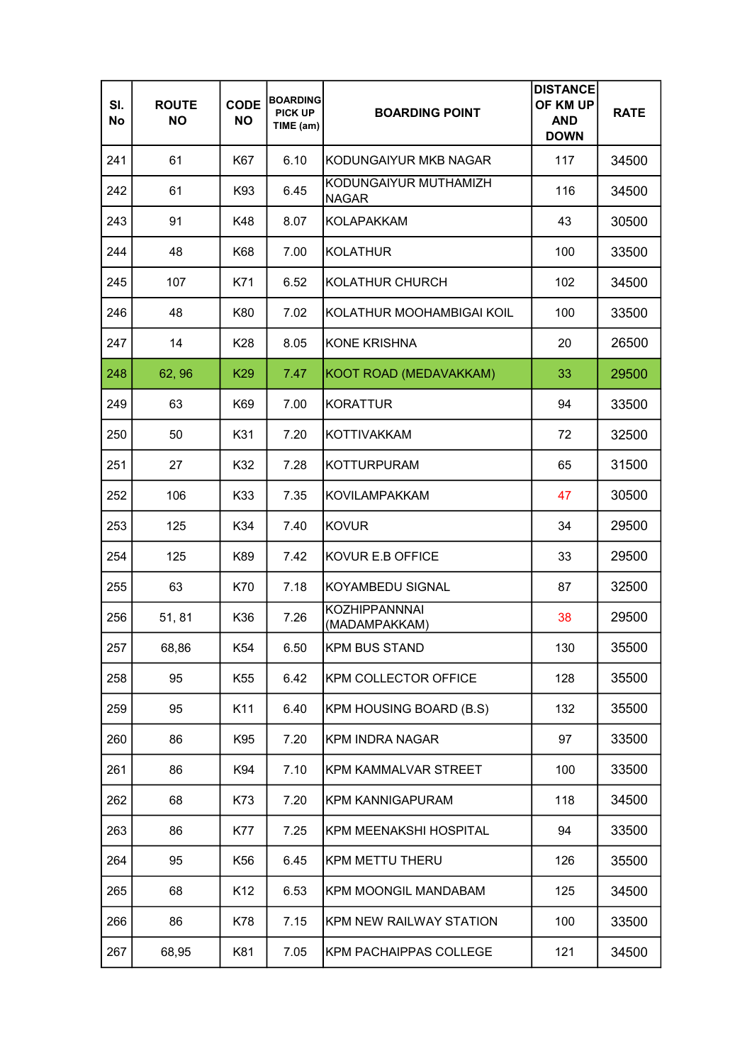| Sl. No | ROUTE NO | CODE NO | BOARDING PICK UP TIME (am) | BOARDING POINT | DISTANCE OF KM UP AND DOWN | RATE |
|---|---|---|---|---|---|---|
| 241 | 61 | K67 | 6.10 | KODUNGAIYUR MKB NAGAR | 117 | 34500 |
| 242 | 61 | K93 | 6.45 | KODUNGAIYUR MUTHAMIZH NAGAR | 116 | 34500 |
| 243 | 91 | K48 | 8.07 | KOLAPAKKAM | 43 | 30500 |
| 244 | 48 | K68 | 7.00 | KOLATHUR | 100 | 33500 |
| 245 | 107 | K71 | 6.52 | KOLATHUR CHURCH | 102 | 34500 |
| 246 | 48 | K80 | 7.02 | KOLATHUR MOOHAMBIGAI KOIL | 100 | 33500 |
| 247 | 14 | K28 | 8.05 | KONE KRISHNA | 20 | 26500 |
| 248 | 62, 96 | K29 | 7.47 | KOOT ROAD (MEDAVAKKAM) | 33 | 29500 |
| 249 | 63 | K69 | 7.00 | KORATTUR | 94 | 33500 |
| 250 | 50 | K31 | 7.20 | KOTTIVAKKAM | 72 | 32500 |
| 251 | 27 | K32 | 7.28 | KOTTURPURAM | 65 | 31500 |
| 252 | 106 | K33 | 7.35 | KOVILAMPAKKAM | 47 | 30500 |
| 253 | 125 | K34 | 7.40 | KOVUR | 34 | 29500 |
| 254 | 125 | K89 | 7.42 | KOVUR E.B OFFICE | 33 | 29500 |
| 255 | 63 | K70 | 7.18 | KOYAMBEDU SIGNAL | 87 | 32500 |
| 256 | 51, 81 | K36 | 7.26 | KOZHIPPANNNAI (MADAMPAKKAM) | 38 | 29500 |
| 257 | 68,86 | K54 | 6.50 | KPM BUS STAND | 130 | 35500 |
| 258 | 95 | K55 | 6.42 | KPM COLLECTOR OFFICE | 128 | 35500 |
| 259 | 95 | K11 | 6.40 | KPM HOUSING BOARD (B.S) | 132 | 35500 |
| 260 | 86 | K95 | 7.20 | KPM INDRA NAGAR | 97 | 33500 |
| 261 | 86 | K94 | 7.10 | KPM KAMMALVAR STREET | 100 | 33500 |
| 262 | 68 | K73 | 7.20 | KPM KANNIGAPURAM | 118 | 34500 |
| 263 | 86 | K77 | 7.25 | KPM MEENAKSHI HOSPITAL | 94 | 33500 |
| 264 | 95 | K56 | 6.45 | KPM METTU THERU | 126 | 35500 |
| 265 | 68 | K12 | 6.53 | KPM MOONGIL MANDABAM | 125 | 34500 |
| 266 | 86 | K78 | 7.15 | KPM NEW RAILWAY STATION | 100 | 33500 |
| 267 | 68,95 | K81 | 7.05 | KPM PACHAIPPAS COLLEGE | 121 | 34500 |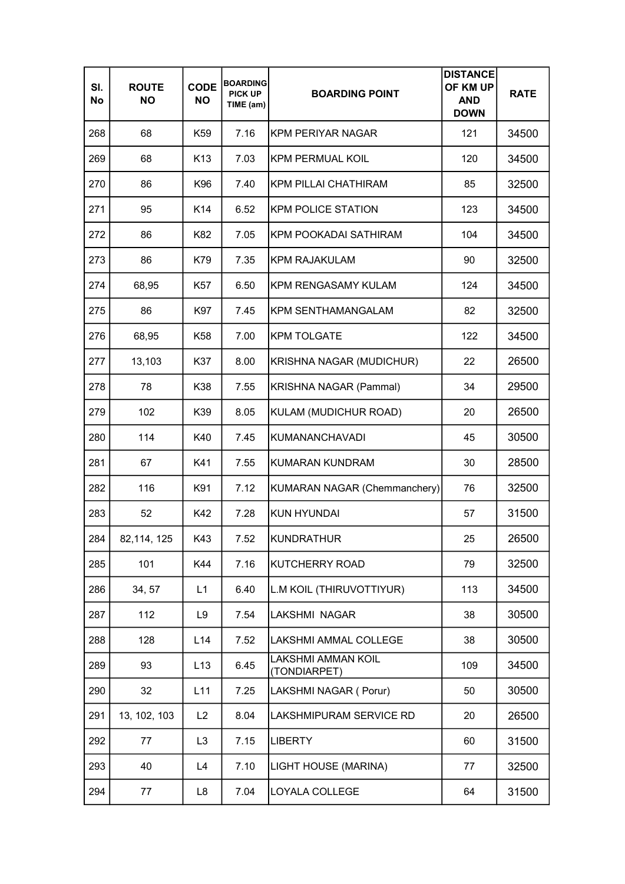| Sl. No | ROUTE NO | CODE NO | BOARDING PICK UP TIME (am) | BOARDING POINT | DISTANCE OF KM UP AND DOWN | RATE |
|---|---|---|---|---|---|---|
| 268 | 68 | K59 | 7.16 | KPM PERIYAR NAGAR | 121 | 34500 |
| 269 | 68 | K13 | 7.03 | KPM PERMUAL KOIL | 120 | 34500 |
| 270 | 86 | K96 | 7.40 | KPM PILLAI CHATHIRAM | 85 | 32500 |
| 271 | 95 | K14 | 6.52 | KPM POLICE STATION | 123 | 34500 |
| 272 | 86 | K82 | 7.05 | KPM POOKADAI SATHIRAM | 104 | 34500 |
| 273 | 86 | K79 | 7.35 | KPM RAJAKULAM | 90 | 32500 |
| 274 | 68,95 | K57 | 6.50 | KPM RENGASAMY KULAM | 124 | 34500 |
| 275 | 86 | K97 | 7.45 | KPM SENTHAMANGALAM | 82 | 32500 |
| 276 | 68,95 | K58 | 7.00 | KPM TOLGATE | 122 | 34500 |
| 277 | 13,103 | K37 | 8.00 | KRISHNA NAGAR (MUDICHUR) | 22 | 26500 |
| 278 | 78 | K38 | 7.55 | KRISHNA NAGAR (Pammal) | 34 | 29500 |
| 279 | 102 | K39 | 8.05 | KULAM (MUDICHUR ROAD) | 20 | 26500 |
| 280 | 114 | K40 | 7.45 | KUMANANCHAVADI | 45 | 30500 |
| 281 | 67 | K41 | 7.55 | KUMARAN KUNDRAM | 30 | 28500 |
| 282 | 116 | K91 | 7.12 | KUMARAN NAGAR (Chemmanchery) | 76 | 32500 |
| 283 | 52 | K42 | 7.28 | KUN HYUNDAI | 57 | 31500 |
| 284 | 82,114, 125 | K43 | 7.52 | KUNDRATHUR | 25 | 26500 |
| 285 | 101 | K44 | 7.16 | KUTCHERRY ROAD | 79 | 32500 |
| 286 | 34, 57 | L1 | 6.40 | L.M KOIL (THIRUVOTTIYUR) | 113 | 34500 |
| 287 | 112 | L9 | 7.54 | LAKSHMI NAGAR | 38 | 30500 |
| 288 | 128 | L14 | 7.52 | LAKSHMI AMMAL COLLEGE | 38 | 30500 |
| 289 | 93 | L13 | 6.45 | LAKSHMI AMMAN KOIL (TONDIARPET) | 109 | 34500 |
| 290 | 32 | L11 | 7.25 | LAKSHMI NAGAR ( Porur) | 50 | 30500 |
| 291 | 13, 102, 103 | L2 | 8.04 | LAKSHMIPURAM SERVICE RD | 20 | 26500 |
| 292 | 77 | L3 | 7.15 | LIBERTY | 60 | 31500 |
| 293 | 40 | L4 | 7.10 | LIGHT HOUSE (MARINA) | 77 | 32500 |
| 294 | 77 | L8 | 7.04 | LOYALA COLLEGE | 64 | 31500 |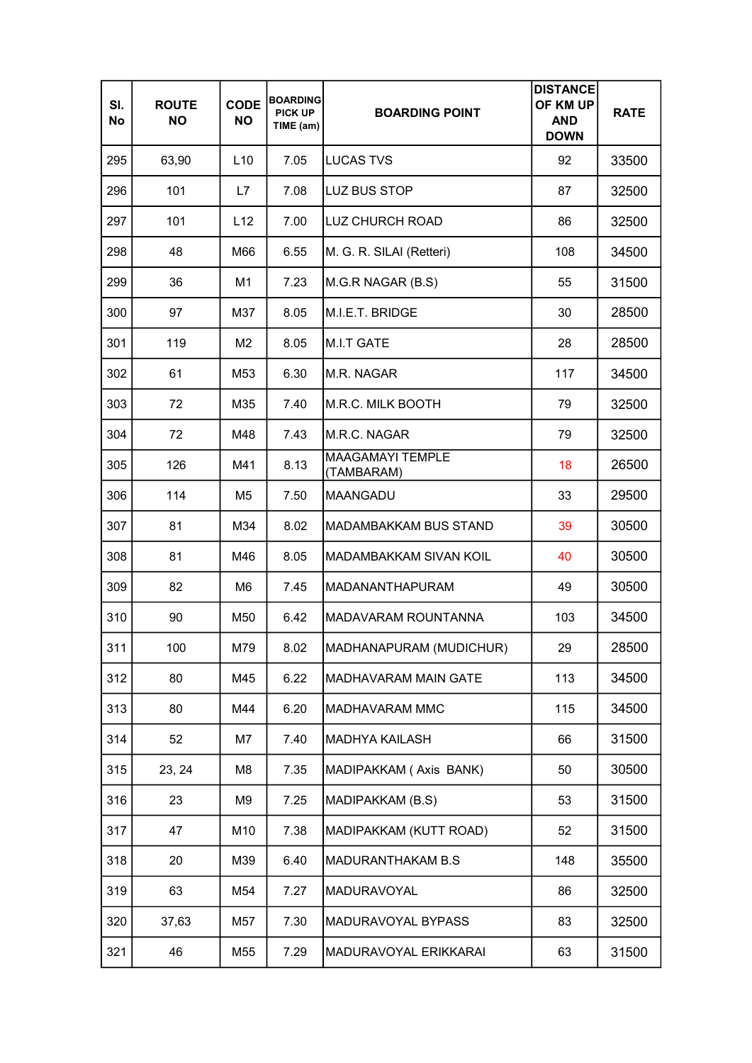| Sl. No | ROUTE NO | CODE NO | BOARDING PICK UP TIME (am) | BOARDING POINT | DISTANCE OF KM UP AND DOWN | RATE |
|---|---|---|---|---|---|---|
| 295 | 63,90 | L10 | 7.05 | LUCAS TVS | 92 | 33500 |
| 296 | 101 | L7 | 7.08 | LUZ BUS STOP | 87 | 32500 |
| 297 | 101 | L12 | 7.00 | LUZ CHURCH ROAD | 86 | 32500 |
| 298 | 48 | M66 | 6.55 | M. G. R. SILAI (Retteri) | 108 | 34500 |
| 299 | 36 | M1 | 7.23 | M.G.R NAGAR (B.S) | 55 | 31500 |
| 300 | 97 | M37 | 8.05 | M.I.E.T. BRIDGE | 30 | 28500 |
| 301 | 119 | M2 | 8.05 | M.I.T GATE | 28 | 28500 |
| 302 | 61 | M53 | 6.30 | M.R. NAGAR | 117 | 34500 |
| 303 | 72 | M35 | 7.40 | M.R.C. MILK BOOTH | 79 | 32500 |
| 304 | 72 | M48 | 7.43 | M.R.C. NAGAR | 79 | 32500 |
| 305 | 126 | M41 | 8.13 | MAAGAMAYI TEMPLE (TAMBARAM) | 18 | 26500 |
| 306 | 114 | M5 | 7.50 | MAANGADU | 33 | 29500 |
| 307 | 81 | M34 | 8.02 | MADAMBAKKAM BUS STAND | 39 | 30500 |
| 308 | 81 | M46 | 8.05 | MADAMBAKKAM SIVAN KOIL | 40 | 30500 |
| 309 | 82 | M6 | 7.45 | MADANANTHAPURAM | 49 | 30500 |
| 310 | 90 | M50 | 6.42 | MADAVARAM ROUNTANNA | 103 | 34500 |
| 311 | 100 | M79 | 8.02 | MADHANAPURAM (MUDICHUR) | 29 | 28500 |
| 312 | 80 | M45 | 6.22 | MADHAVARAM MAIN GATE | 113 | 34500 |
| 313 | 80 | M44 | 6.20 | MADHAVARAM MMC | 115 | 34500 |
| 314 | 52 | M7 | 7.40 | MADHYA KAILASH | 66 | 31500 |
| 315 | 23, 24 | M8 | 7.35 | MADIPAKKAM ( Axis BANK) | 50 | 30500 |
| 316 | 23 | M9 | 7.25 | MADIPAKKAM (B.S) | 53 | 31500 |
| 317 | 47 | M10 | 7.38 | MADIPAKKAM (KUTT ROAD) | 52 | 31500 |
| 318 | 20 | M39 | 6.40 | MADURANTHAKAM B.S | 148 | 35500 |
| 319 | 63 | M54 | 7.27 | MADURAVOYAL | 86 | 32500 |
| 320 | 37,63 | M57 | 7.30 | MADURAVOYAL BYPASS | 83 | 32500 |
| 321 | 46 | M55 | 7.29 | MADURAVOYAL ERIKKARAI | 63 | 31500 |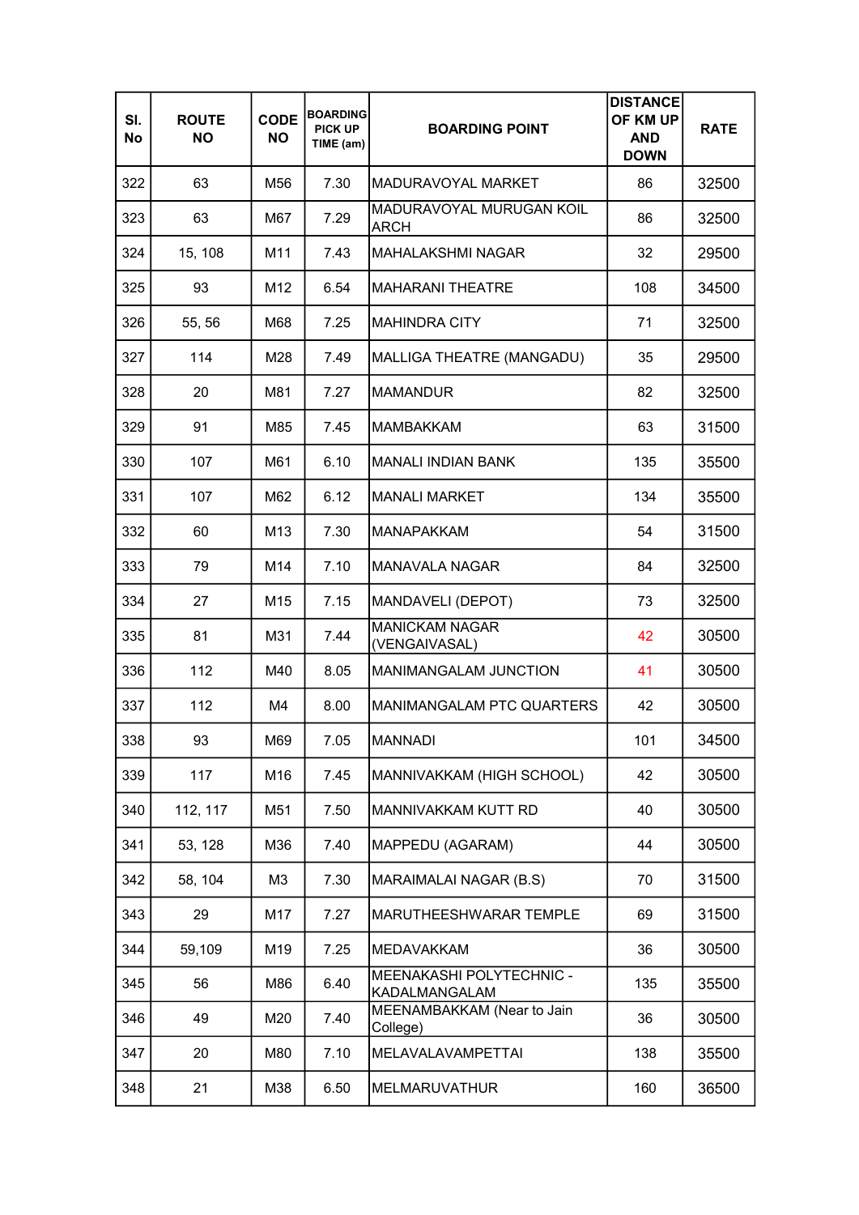| Sl. No | ROUTE NO | CODE NO | BOARDING PICK UP TIME (am) | BOARDING POINT | DISTANCE OF KM UP AND DOWN | RATE |
|---|---|---|---|---|---|---|
| 322 | 63 | M56 | 7.30 | MADURAVOYAL MARKET | 86 | 32500 |
| 323 | 63 | M67 | 7.29 | MADURAVOYAL MURUGAN KOIL ARCH | 86 | 32500 |
| 324 | 15, 108 | M11 | 7.43 | MAHALAKSHMI NAGAR | 32 | 29500 |
| 325 | 93 | M12 | 6.54 | MAHARANI THEATRE | 108 | 34500 |
| 326 | 55, 56 | M68 | 7.25 | MAHINDRA CITY | 71 | 32500 |
| 327 | 114 | M28 | 7.49 | MALLIGA THEATRE (MANGADU) | 35 | 29500 |
| 328 | 20 | M81 | 7.27 | MAMANDUR | 82 | 32500 |
| 329 | 91 | M85 | 7.45 | MAMBAKKAM | 63 | 31500 |
| 330 | 107 | M61 | 6.10 | MANALI INDIAN BANK | 135 | 35500 |
| 331 | 107 | M62 | 6.12 | MANALI MARKET | 134 | 35500 |
| 332 | 60 | M13 | 7.30 | MANAPAKKAM | 54 | 31500 |
| 333 | 79 | M14 | 7.10 | MANAVALA NAGAR | 84 | 32500 |
| 334 | 27 | M15 | 7.15 | MANDAVELI (DEPOT) | 73 | 32500 |
| 335 | 81 | M31 | 7.44 | MANICKAM NAGAR (VENGAIVASAL) | 42 | 30500 |
| 336 | 112 | M40 | 8.05 | MANIMANGALAM JUNCTION | 41 | 30500 |
| 337 | 112 | M4 | 8.00 | MANIMANGALAM PTC QUARTERS | 42 | 30500 |
| 338 | 93 | M69 | 7.05 | MANNADI | 101 | 34500 |
| 339 | 117 | M16 | 7.45 | MANNIVAKKAM (HIGH SCHOOL) | 42 | 30500 |
| 340 | 112, 117 | M51 | 7.50 | MANNIVAKKAM KUTT RD | 40 | 30500 |
| 341 | 53, 128 | M36 | 7.40 | MAPPEDU (AGARAM) | 44 | 30500 |
| 342 | 58, 104 | M3 | 7.30 | MARAIMALAI NAGAR (B.S) | 70 | 31500 |
| 343 | 29 | M17 | 7.27 | MARUTHEESHWARAR TEMPLE | 69 | 31500 |
| 344 | 59,109 | M19 | 7.25 | MEDAVAKKAM | 36 | 30500 |
| 345 | 56 | M86 | 6.40 | MEENAKASHI POLYTECHNIC - KADALMANGALAM | 135 | 35500 |
| 346 | 49 | M20 | 7.40 | MEENAMBAKKAM (Near to Jain College) | 36 | 30500 |
| 347 | 20 | M80 | 7.10 | MELAVALAVAMPETTAI | 138 | 35500 |
| 348 | 21 | M38 | 6.50 | MELMARUVATHUR | 160 | 36500 |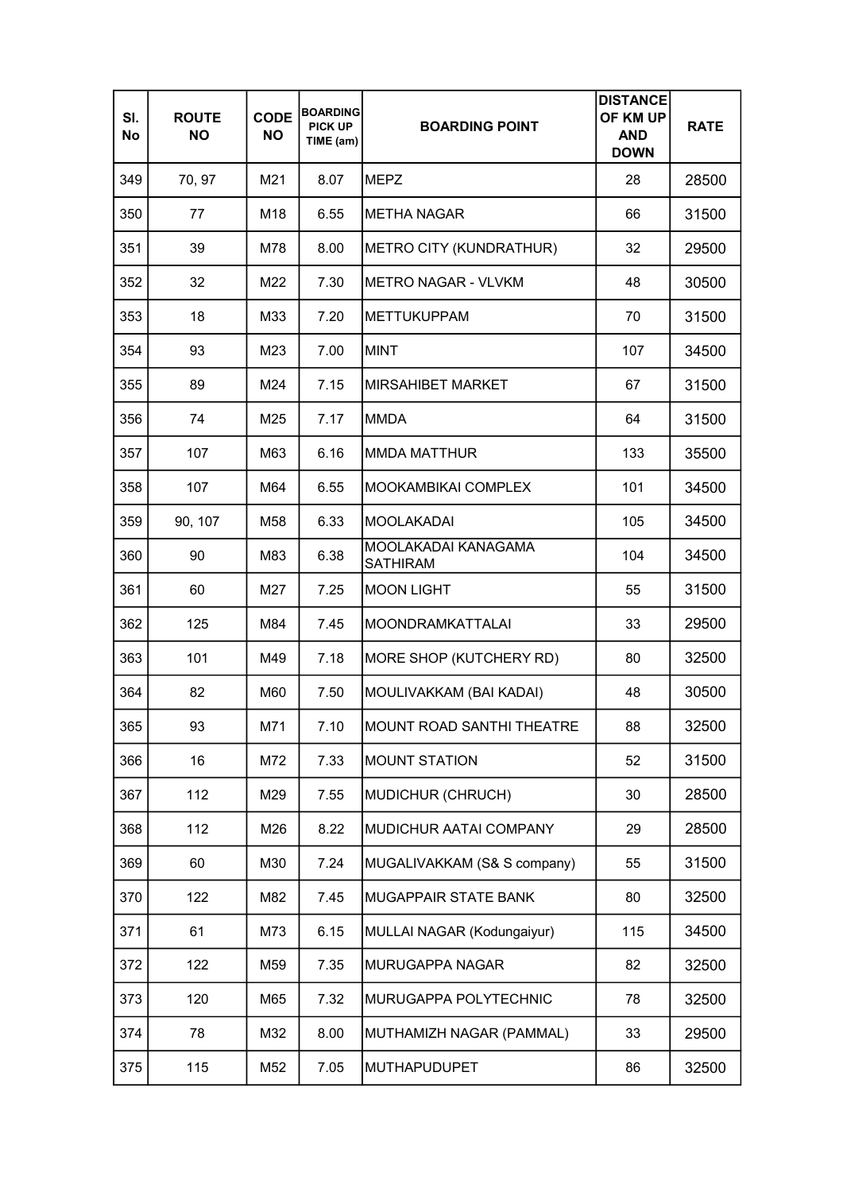| Sl. No | ROUTE NO | CODE NO | BOARDING PICK UP TIME (am) | BOARDING POINT | DISTANCE OF KM UP AND DOWN | RATE |
|---|---|---|---|---|---|---|
| 349 | 70, 97 | M21 | 8.07 | MEPZ | 28 | 28500 |
| 350 | 77 | M18 | 6.55 | METHA NAGAR | 66 | 31500 |
| 351 | 39 | M78 | 8.00 | METRO CITY (KUNDRATHUR) | 32 | 29500 |
| 352 | 32 | M22 | 7.30 | METRO NAGAR - VLVKM | 48 | 30500 |
| 353 | 18 | M33 | 7.20 | METTUKUPPAM | 70 | 31500 |
| 354 | 93 | M23 | 7.00 | MINT | 107 | 34500 |
| 355 | 89 | M24 | 7.15 | MIRSAHIBET MARKET | 67 | 31500 |
| 356 | 74 | M25 | 7.17 | MMDA | 64 | 31500 |
| 357 | 107 | M63 | 6.16 | MMDA MATTHUR | 133 | 35500 |
| 358 | 107 | M64 | 6.55 | MOOKAMBIKAI COMPLEX | 101 | 34500 |
| 359 | 90, 107 | M58 | 6.33 | MOOLAKADAI | 105 | 34500 |
| 360 | 90 | M83 | 6.38 | MOOLAKADAI KANAGAMA SATHIRAM | 104 | 34500 |
| 361 | 60 | M27 | 7.25 | MOON LIGHT | 55 | 31500 |
| 362 | 125 | M84 | 7.45 | MOONDRAMKATTALAI | 33 | 29500 |
| 363 | 101 | M49 | 7.18 | MORE SHOP (KUTCHERY RD) | 80 | 32500 |
| 364 | 82 | M60 | 7.50 | MOULIVAKKAM (BAI KADAI) | 48 | 30500 |
| 365 | 93 | M71 | 7.10 | MOUNT ROAD SANTHI THEATRE | 88 | 32500 |
| 366 | 16 | M72 | 7.33 | MOUNT STATION | 52 | 31500 |
| 367 | 112 | M29 | 7.55 | MUDICHUR (CHRUCH) | 30 | 28500 |
| 368 | 112 | M26 | 8.22 | MUDICHUR AATAI COMPANY | 29 | 28500 |
| 369 | 60 | M30 | 7.24 | MUGALIVAKKAM (S& S company) | 55 | 31500 |
| 370 | 122 | M82 | 7.45 | MUGAPPAIR STATE BANK | 80 | 32500 |
| 371 | 61 | M73 | 6.15 | MULLAI NAGAR (Kodungaiyur) | 115 | 34500 |
| 372 | 122 | M59 | 7.35 | MURUGAPPA NAGAR | 82 | 32500 |
| 373 | 120 | M65 | 7.32 | MURUGAPPA POLYTECHNIC | 78 | 32500 |
| 374 | 78 | M32 | 8.00 | MUTHAMIZH NAGAR (PAMMAL) | 33 | 29500 |
| 375 | 115 | M52 | 7.05 | MUTHAPUDUPET | 86 | 32500 |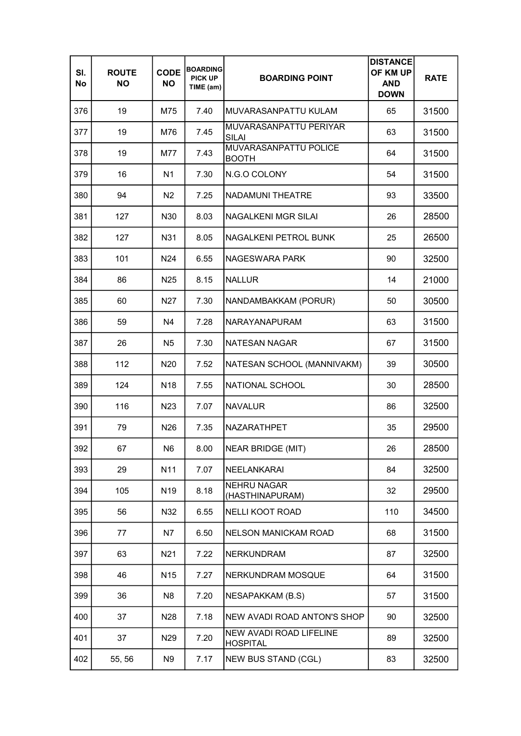| Sl. No | ROUTE NO | CODE NO | BOARDING PICK UP TIME (am) | BOARDING POINT | DISTANCE OF KM UP AND DOWN | RATE |
|---|---|---|---|---|---|---|
| 376 | 19 | M75 | 7.40 | MUVARASANPATTU KULAM | 65 | 31500 |
| 377 | 19 | M76 | 7.45 | MUVARASANPATTU PERIYAR SILAI | 63 | 31500 |
| 378 | 19 | M77 | 7.43 | MUVARASANPATTU POLICE BOOTH | 64 | 31500 |
| 379 | 16 | N1 | 7.30 | N.G.O COLONY | 54 | 31500 |
| 380 | 94 | N2 | 7.25 | NADAMUNI THEATRE | 93 | 33500 |
| 381 | 127 | N30 | 8.03 | NAGALKENI MGR SILAI | 26 | 28500 |
| 382 | 127 | N31 | 8.05 | NAGALKENI PETROL BUNK | 25 | 26500 |
| 383 | 101 | N24 | 6.55 | NAGESWARA PARK | 90 | 32500 |
| 384 | 86 | N25 | 8.15 | NALLUR | 14 | 21000 |
| 385 | 60 | N27 | 7.30 | NANDAMBAKKAM (PORUR) | 50 | 30500 |
| 386 | 59 | N4 | 7.28 | NARAYANAPURAM | 63 | 31500 |
| 387 | 26 | N5 | 7.30 | NATESAN NAGAR | 67 | 31500 |
| 388 | 112 | N20 | 7.52 | NATESAN SCHOOL (MANNIVAKM) | 39 | 30500 |
| 389 | 124 | N18 | 7.55 | NATIONAL SCHOOL | 30 | 28500 |
| 390 | 116 | N23 | 7.07 | NAVALUR | 86 | 32500 |
| 391 | 79 | N26 | 7.35 | NAZARATHPET | 35 | 29500 |
| 392 | 67 | N6 | 8.00 | NEAR BRIDGE (MIT) | 26 | 28500 |
| 393 | 29 | N11 | 7.07 | NEELANKARAI | 84 | 32500 |
| 394 | 105 | N19 | 8.18 | NEHRU NAGAR (HASTHINAPURAM) | 32 | 29500 |
| 395 | 56 | N32 | 6.55 | NELLI KOOT ROAD | 110 | 34500 |
| 396 | 77 | N7 | 6.50 | NELSON MANICKAM ROAD | 68 | 31500 |
| 397 | 63 | N21 | 7.22 | NERKUNDRAM | 87 | 32500 |
| 398 | 46 | N15 | 7.27 | NERKUNDRAM MOSQUE | 64 | 31500 |
| 399 | 36 | N8 | 7.20 | NESAPAKKAM (B.S) | 57 | 31500 |
| 400 | 37 | N28 | 7.18 | NEW AVADI ROAD ANTON'S SHOP | 90 | 32500 |
| 401 | 37 | N29 | 7.20 | NEW AVADI ROAD LIFELINE HOSPITAL | 89 | 32500 |
| 402 | 55, 56 | N9 | 7.17 | NEW BUS STAND (CGL) | 83 | 32500 |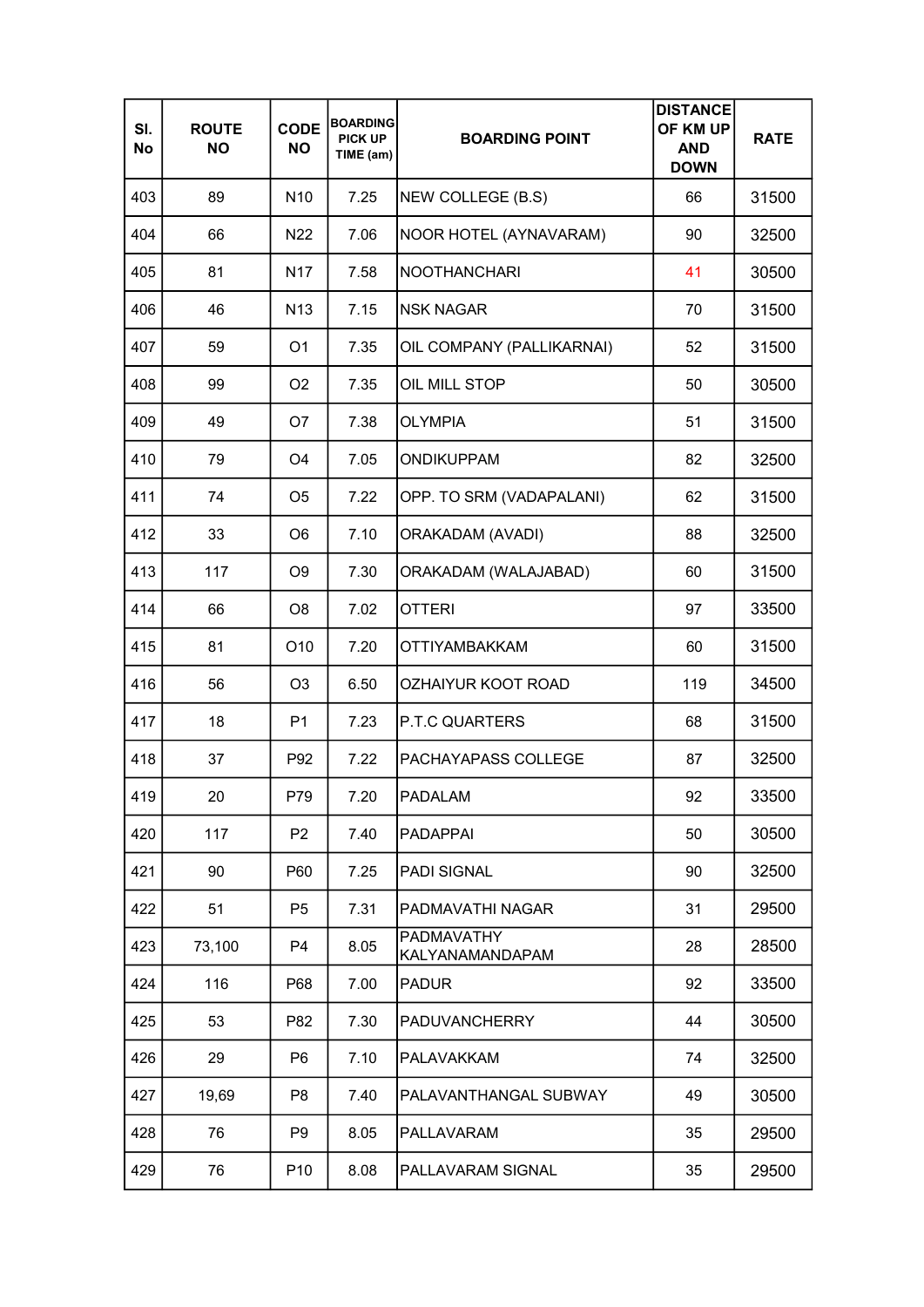| Sl. No | ROUTE NO | CODE NO | BOARDING PICK UP TIME (am) | BOARDING POINT | DISTANCE OF KM UP AND DOWN | RATE |
|---|---|---|---|---|---|---|
| 403 | 89 | N10 | 7.25 | NEW COLLEGE (B.S) | 66 | 31500 |
| 404 | 66 | N22 | 7.06 | NOOR HOTEL (AYNAVARAM) | 90 | 32500 |
| 405 | 81 | N17 | 7.58 | NOOTHANCHARI | 41 | 30500 |
| 406 | 46 | N13 | 7.15 | NSK NAGAR | 70 | 31500 |
| 407 | 59 | O1 | 7.35 | OIL COMPANY (PALLIKARNAI) | 52 | 31500 |
| 408 | 99 | O2 | 7.35 | OIL MILL STOP | 50 | 30500 |
| 409 | 49 | O7 | 7.38 | OLYMPIA | 51 | 31500 |
| 410 | 79 | O4 | 7.05 | ONDIKUPPAM | 82 | 32500 |
| 411 | 74 | O5 | 7.22 | OPP. TO SRM (VADAPALANI) | 62 | 31500 |
| 412 | 33 | O6 | 7.10 | ORAKADAM (AVADI) | 88 | 32500 |
| 413 | 117 | O9 | 7.30 | ORAKADAM (WALAJABAD) | 60 | 31500 |
| 414 | 66 | O8 | 7.02 | OTTERI | 97 | 33500 |
| 415 | 81 | O10 | 7.20 | OTTIYAMBAKKAM | 60 | 31500 |
| 416 | 56 | O3 | 6.50 | OZHAIYUR KOOT ROAD | 119 | 34500 |
| 417 | 18 | P1 | 7.23 | P.T.C QUARTERS | 68 | 31500 |
| 418 | 37 | P92 | 7.22 | PACHAYAPASS COLLEGE | 87 | 32500 |
| 419 | 20 | P79 | 7.20 | PADALAM | 92 | 33500 |
| 420 | 117 | P2 | 7.40 | PADAPPAI | 50 | 30500 |
| 421 | 90 | P60 | 7.25 | PADI SIGNAL | 90 | 32500 |
| 422 | 51 | P5 | 7.31 | PADMAVATHI NAGAR | 31 | 29500 |
| 423 | 73,100 | P4 | 8.05 | PADMAVATHY KALYANAMANDAPAM | 28 | 28500 |
| 424 | 116 | P68 | 7.00 | PADUR | 92 | 33500 |
| 425 | 53 | P82 | 7.30 | PADUVANCHERRY | 44 | 30500 |
| 426 | 29 | P6 | 7.10 | PALAVAKKAM | 74 | 32500 |
| 427 | 19,69 | P8 | 7.40 | PALAVANTHANGAL SUBWAY | 49 | 30500 |
| 428 | 76 | P9 | 8.05 | PALLAVARAM | 35 | 29500 |
| 429 | 76 | P10 | 8.08 | PALLAVARAM SIGNAL | 35 | 29500 |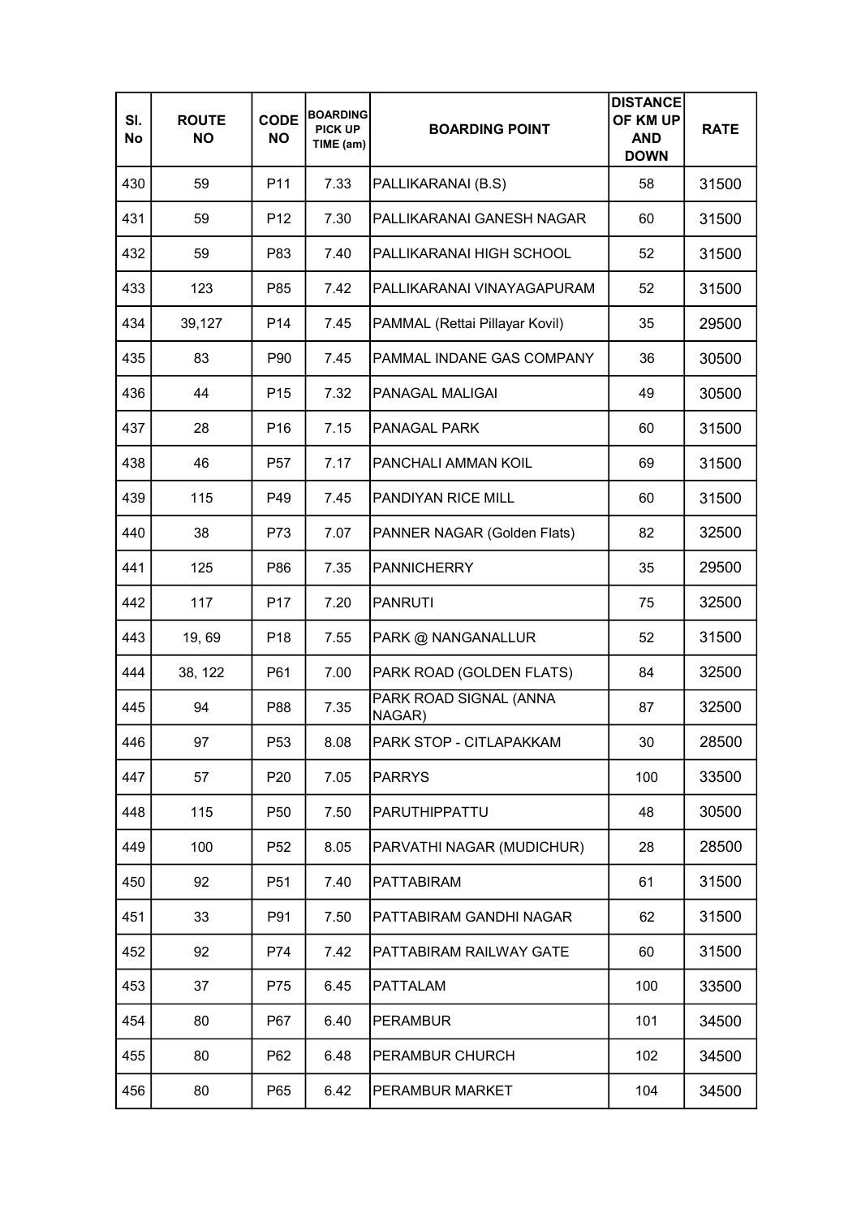| Sl. No | ROUTE NO | CODE NO | BOARDING PICK UP TIME (am) | BOARDING POINT | DISTANCE OF KM UP AND DOWN | RATE |
|---|---|---|---|---|---|---|
| 430 | 59 | P11 | 7.33 | PALLIKARANAI (B.S) | 58 | 31500 |
| 431 | 59 | P12 | 7.30 | PALLIKARANAI GANESH NAGAR | 60 | 31500 |
| 432 | 59 | P83 | 7.40 | PALLIKARANAI HIGH SCHOOL | 52 | 31500 |
| 433 | 123 | P85 | 7.42 | PALLIKARANAI VINAYAGAPURAM | 52 | 31500 |
| 434 | 39,127 | P14 | 7.45 | PAMMAL (Rettai Pillayar Kovil) | 35 | 29500 |
| 435 | 83 | P90 | 7.45 | PAMMAL INDANE GAS COMPANY | 36 | 30500 |
| 436 | 44 | P15 | 7.32 | PANAGAL MALIGAI | 49 | 30500 |
| 437 | 28 | P16 | 7.15 | PANAGAL PARK | 60 | 31500 |
| 438 | 46 | P57 | 7.17 | PANCHALI AMMAN KOIL | 69 | 31500 |
| 439 | 115 | P49 | 7.45 | PANDIYAN RICE MILL | 60 | 31500 |
| 440 | 38 | P73 | 7.07 | PANNER NAGAR (Golden Flats) | 82 | 32500 |
| 441 | 125 | P86 | 7.35 | PANNICHERRY | 35 | 29500 |
| 442 | 117 | P17 | 7.20 | PANRUTI | 75 | 32500 |
| 443 | 19, 69 | P18 | 7.55 | PARK @ NANGANALLUR | 52 | 31500 |
| 444 | 38, 122 | P61 | 7.00 | PARK ROAD (GOLDEN FLATS) | 84 | 32500 |
| 445 | 94 | P88 | 7.35 | PARK ROAD SIGNAL (ANNA NAGAR) | 87 | 32500 |
| 446 | 97 | P53 | 8.08 | PARK STOP - CITLAPAKKAM | 30 | 28500 |
| 447 | 57 | P20 | 7.05 | PARRYS | 100 | 33500 |
| 448 | 115 | P50 | 7.50 | PARUTHIPPATTU | 48 | 30500 |
| 449 | 100 | P52 | 8.05 | PARVATHI NAGAR (MUDICHUR) | 28 | 28500 |
| 450 | 92 | P51 | 7.40 | PATTABIRAM | 61 | 31500 |
| 451 | 33 | P91 | 7.50 | PATTABIRAM GANDHI NAGAR | 62 | 31500 |
| 452 | 92 | P74 | 7.42 | PATTABIRAM RAILWAY GATE | 60 | 31500 |
| 453 | 37 | P75 | 6.45 | PATTALAM | 100 | 33500 |
| 454 | 80 | P67 | 6.40 | PERAMBUR | 101 | 34500 |
| 455 | 80 | P62 | 6.48 | PERAMBUR CHURCH | 102 | 34500 |
| 456 | 80 | P65 | 6.42 | PERAMBUR MARKET | 104 | 34500 |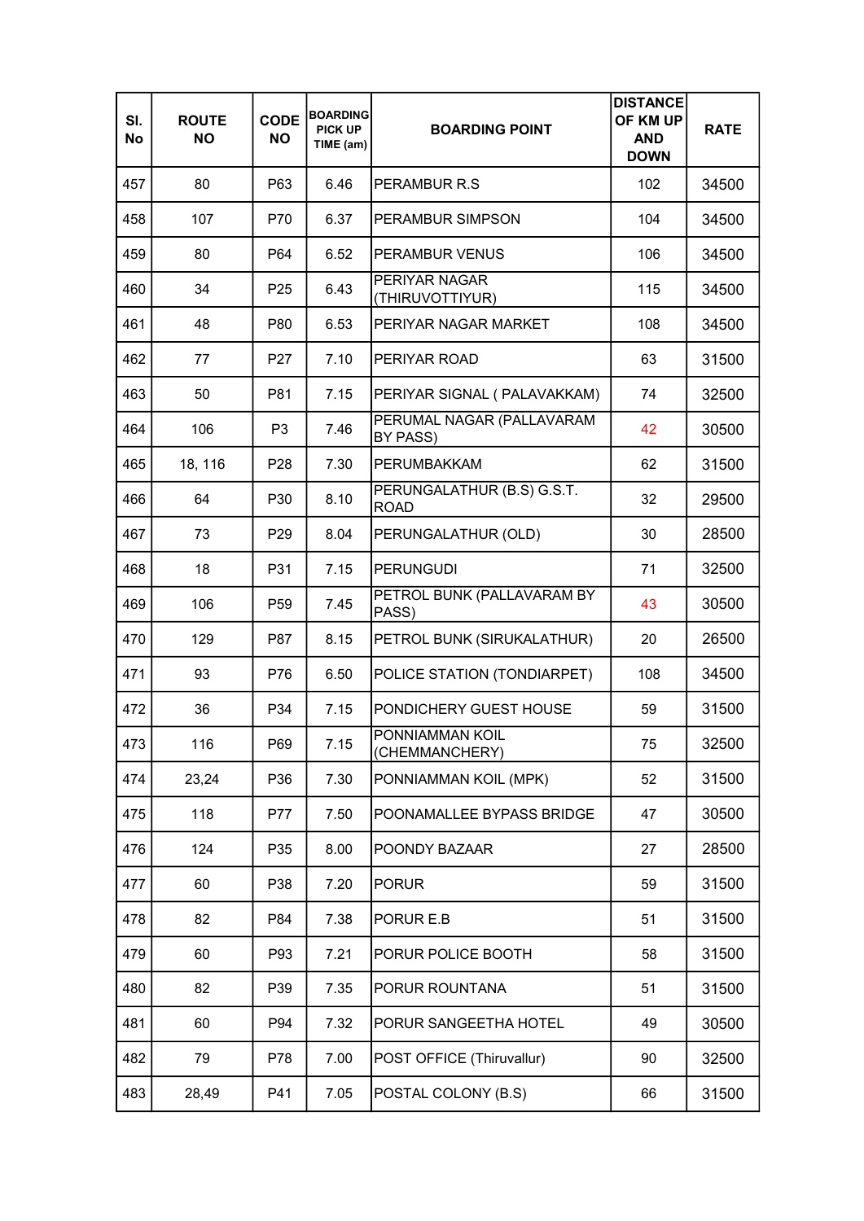| Sl. No | ROUTE NO | CODE NO | BOARDING PICK UP TIME (am) | BOARDING POINT | DISTANCE OF KM UP AND DOWN | RATE |
|---|---|---|---|---|---|---|
| 457 | 80 | P63 | 6.46 | PERAMBUR R.S | 102 | 34500 |
| 458 | 107 | P70 | 6.37 | PERAMBUR SIMPSON | 104 | 34500 |
| 459 | 80 | P64 | 6.52 | PERAMBUR VENUS | 106 | 34500 |
| 460 | 34 | P25 | 6.43 | PERIYAR NAGAR (THIRUVOTTIYUR) | 115 | 34500 |
| 461 | 48 | P80 | 6.53 | PERIYAR NAGAR MARKET | 108 | 34500 |
| 462 | 77 | P27 | 7.10 | PERIYAR ROAD | 63 | 31500 |
| 463 | 50 | P81 | 7.15 | PERIYAR SIGNAL ( PALAVAKKAM) | 74 | 32500 |
| 464 | 106 | P3 | 7.46 | PERUMAL NAGAR (PALLAVARAM BY PASS) | 42 | 30500 |
| 465 | 18, 116 | P28 | 7.30 | PERUMBAKKAM | 62 | 31500 |
| 466 | 64 | P30 | 8.10 | PERUNGALATHUR (B.S) G.S.T. ROAD | 32 | 29500 |
| 467 | 73 | P29 | 8.04 | PERUNGALATHUR (OLD) | 30 | 28500 |
| 468 | 18 | P31 | 7.15 | PERUNGUDI | 71 | 32500 |
| 469 | 106 | P59 | 7.45 | PETROL BUNK (PALLAVARAM BY PASS) | 43 | 30500 |
| 470 | 129 | P87 | 8.15 | PETROL BUNK (SIRUKALATHUR) | 20 | 26500 |
| 471 | 93 | P76 | 6.50 | POLICE STATION (TONDIARPET) | 108 | 34500 |
| 472 | 36 | P34 | 7.15 | PONDICHERY GUEST HOUSE | 59 | 31500 |
| 473 | 116 | P69 | 7.15 | PONNIAMMAN KOIL (CHEMMANCHERY) | 75 | 32500 |
| 474 | 23,24 | P36 | 7.30 | PONNIAMMAN KOIL (MPK) | 52 | 31500 |
| 475 | 118 | P77 | 7.50 | POONAMALLEE BYPASS BRIDGE | 47 | 30500 |
| 476 | 124 | P35 | 8.00 | POONDY BAZAAR | 27 | 28500 |
| 477 | 60 | P38 | 7.20 | PORUR | 59 | 31500 |
| 478 | 82 | P84 | 7.38 | PORUR E.B | 51 | 31500 |
| 479 | 60 | P93 | 7.21 | PORUR POLICE BOOTH | 58 | 31500 |
| 480 | 82 | P39 | 7.35 | PORUR ROUNTANA | 51 | 31500 |
| 481 | 60 | P94 | 7.32 | PORUR SANGEETHA HOTEL | 49 | 30500 |
| 482 | 79 | P78 | 7.00 | POST OFFICE (Thiruvallur) | 90 | 32500 |
| 483 | 28,49 | P41 | 7.05 | POSTAL COLONY (B.S) | 66 | 31500 |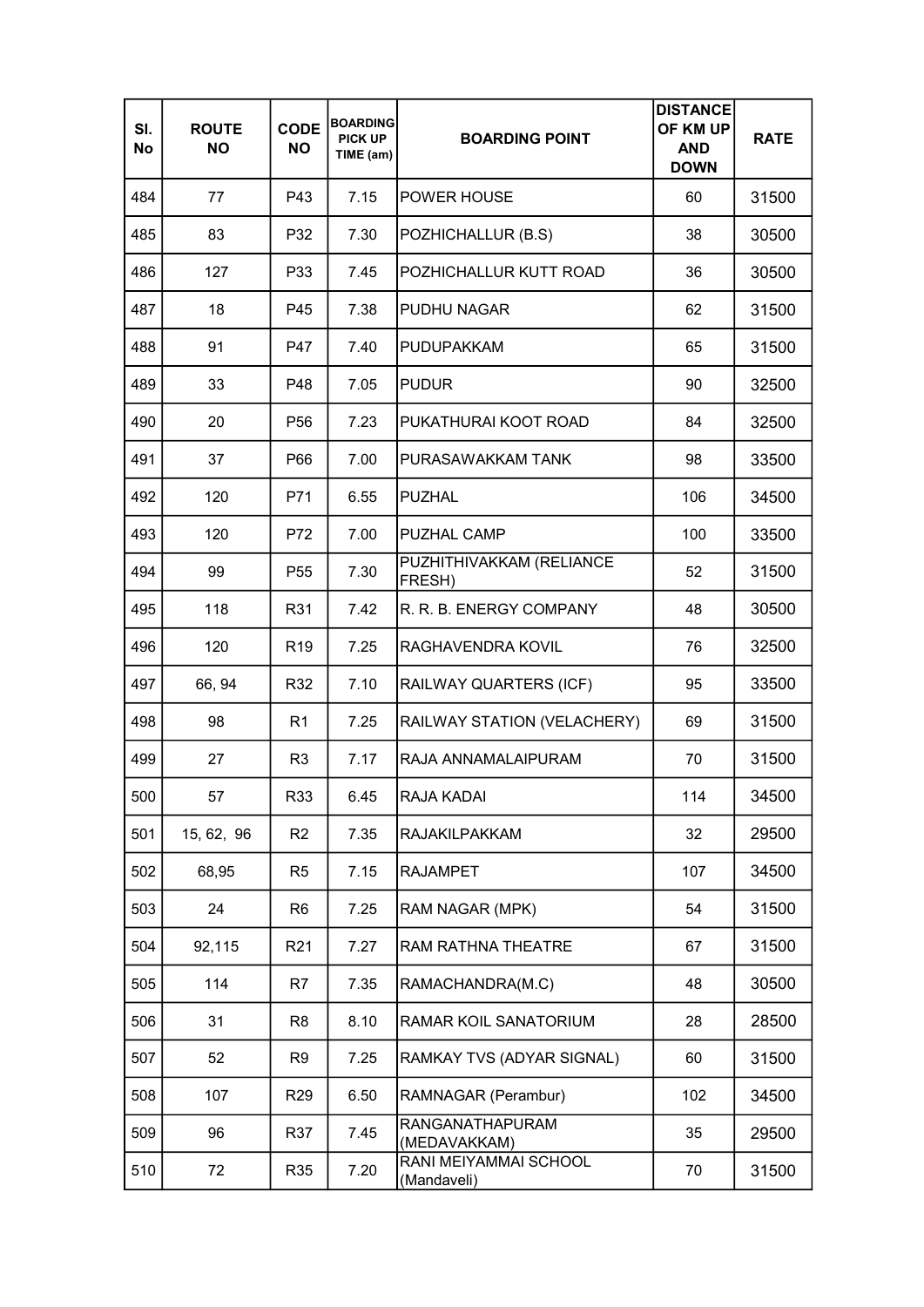| Sl. No | ROUTE NO | CODE NO | BOARDING PICK UP TIME (am) | BOARDING POINT | DISTANCE OF KM UP AND DOWN | RATE |
|---|---|---|---|---|---|---|
| 484 | 77 | P43 | 7.15 | POWER HOUSE | 60 | 31500 |
| 485 | 83 | P32 | 7.30 | POZHICHALLUR (B.S) | 38 | 30500 |
| 486 | 127 | P33 | 7.45 | POZHICHALLUR KUTT ROAD | 36 | 30500 |
| 487 | 18 | P45 | 7.38 | PUDHU NAGAR | 62 | 31500 |
| 488 | 91 | P47 | 7.40 | PUDUPAKKAM | 65 | 31500 |
| 489 | 33 | P48 | 7.05 | PUDUR | 90 | 32500 |
| 490 | 20 | P56 | 7.23 | PUKATHURAI KOOT ROAD | 84 | 32500 |
| 491 | 37 | P66 | 7.00 | PURASAWAKKAM TANK | 98 | 33500 |
| 492 | 120 | P71 | 6.55 | PUZHAL | 106 | 34500 |
| 493 | 120 | P72 | 7.00 | PUZHAL CAMP | 100 | 33500 |
| 494 | 99 | P55 | 7.30 | PUZHITHIVAKKAM (RELIANCE FRESH) | 52 | 31500 |
| 495 | 118 | R31 | 7.42 | R. R. B. ENERGY COMPANY | 48 | 30500 |
| 496 | 120 | R19 | 7.25 | RAGHAVENDRA KOVIL | 76 | 32500 |
| 497 | 66, 94 | R32 | 7.10 | RAILWAY QUARTERS (ICF) | 95 | 33500 |
| 498 | 98 | R1 | 7.25 | RAILWAY STATION (VELACHERY) | 69 | 31500 |
| 499 | 27 | R3 | 7.17 | RAJA ANNAMALAIPURAM | 70 | 31500 |
| 500 | 57 | R33 | 6.45 | RAJA KADAI | 114 | 34500 |
| 501 | 15, 62, 96 | R2 | 7.35 | RAJAKILPAKKAM | 32 | 29500 |
| 502 | 68,95 | R5 | 7.15 | RAJAMPET | 107 | 34500 |
| 503 | 24 | R6 | 7.25 | RAM NAGAR (MPK) | 54 | 31500 |
| 504 | 92,115 | R21 | 7.27 | RAM RATHNA THEATRE | 67 | 31500 |
| 505 | 114 | R7 | 7.35 | RAMACHANDRA(M.C) | 48 | 30500 |
| 506 | 31 | R8 | 8.10 | RAMAR KOIL SANATORIUM | 28 | 28500 |
| 507 | 52 | R9 | 7.25 | RAMKAY TVS (ADYAR SIGNAL) | 60 | 31500 |
| 508 | 107 | R29 | 6.50 | RAMNAGAR (Perambur) | 102 | 34500 |
| 509 | 96 | R37 | 7.45 | RANGANATHAPURAM (MEDAVAKKAM) | 35 | 29500 |
| 510 | 72 | R35 | 7.20 | RANI MEIYAMMAI SCHOOL (Mandaveli) | 70 | 31500 |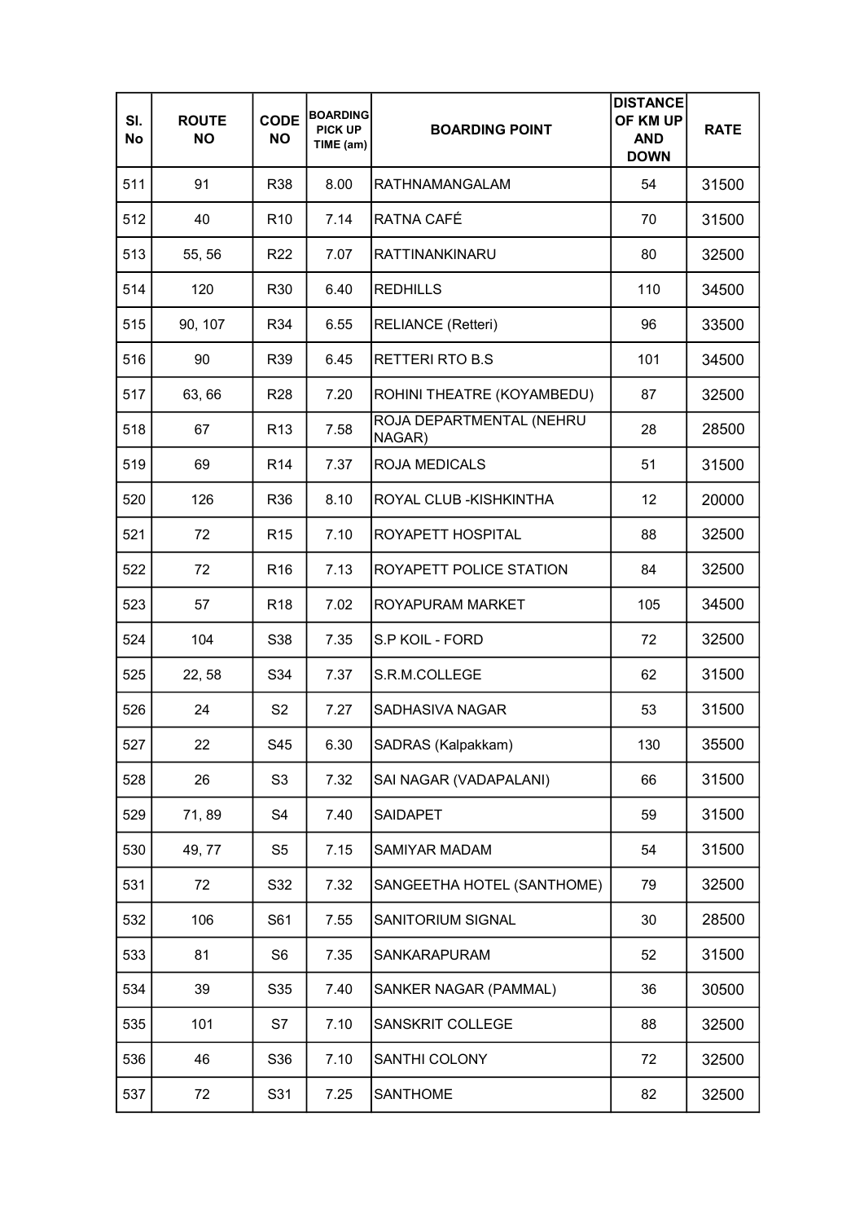| Sl. No | ROUTE NO | CODE NO | BOARDING PICK UP TIME (am) | BOARDING POINT | DISTANCE OF KM UP AND DOWN | RATE |
|---|---|---|---|---|---|---|
| 511 | 91 | R38 | 8.00 | RATHNAMANGALAM | 54 | 31500 |
| 512 | 40 | R10 | 7.14 | RATNA CAFÉ | 70 | 31500 |
| 513 | 55, 56 | R22 | 7.07 | RATTINANKINARU | 80 | 32500 |
| 514 | 120 | R30 | 6.40 | REDHILLS | 110 | 34500 |
| 515 | 90, 107 | R34 | 6.55 | RELIANCE (Retteri) | 96 | 33500 |
| 516 | 90 | R39 | 6.45 | RETTERI RTO B.S | 101 | 34500 |
| 517 | 63, 66 | R28 | 7.20 | ROHINI THEATRE (KOYAMBEDU) | 87 | 32500 |
| 518 | 67 | R13 | 7.58 | ROJA DEPARTMENTAL (NEHRU NAGAR) | 28 | 28500 |
| 519 | 69 | R14 | 7.37 | ROJA MEDICALS | 51 | 31500 |
| 520 | 126 | R36 | 8.10 | ROYAL CLUB -KISHKINTHA | 12 | 20000 |
| 521 | 72 | R15 | 7.10 | ROYAPETT HOSPITAL | 88 | 32500 |
| 522 | 72 | R16 | 7.13 | ROYAPETT POLICE STATION | 84 | 32500 |
| 523 | 57 | R18 | 7.02 | ROYAPURAM MARKET | 105 | 34500 |
| 524 | 104 | S38 | 7.35 | S.P KOIL - FORD | 72 | 32500 |
| 525 | 22, 58 | S34 | 7.37 | S.R.M.COLLEGE | 62 | 31500 |
| 526 | 24 | S2 | 7.27 | SADHASIVA NAGAR | 53 | 31500 |
| 527 | 22 | S45 | 6.30 | SADRAS (Kalpakkam) | 130 | 35500 |
| 528 | 26 | S3 | 7.32 | SAI NAGAR (VADAPALANI) | 66 | 31500 |
| 529 | 71, 89 | S4 | 7.40 | SAIDAPET | 59 | 31500 |
| 530 | 49, 77 | S5 | 7.15 | SAMIYAR MADAM | 54 | 31500 |
| 531 | 72 | S32 | 7.32 | SANGEETHA HOTEL (SANTHOME) | 79 | 32500 |
| 532 | 106 | S61 | 7.55 | SANITORIUM SIGNAL | 30 | 28500 |
| 533 | 81 | S6 | 7.35 | SANKARAPURAM | 52 | 31500 |
| 534 | 39 | S35 | 7.40 | SANKER NAGAR (PAMMAL) | 36 | 30500 |
| 535 | 101 | S7 | 7.10 | SANSKRIT COLLEGE | 88 | 32500 |
| 536 | 46 | S36 | 7.10 | SANTHI COLONY | 72 | 32500 |
| 537 | 72 | S31 | 7.25 | SANTHOME | 82 | 32500 |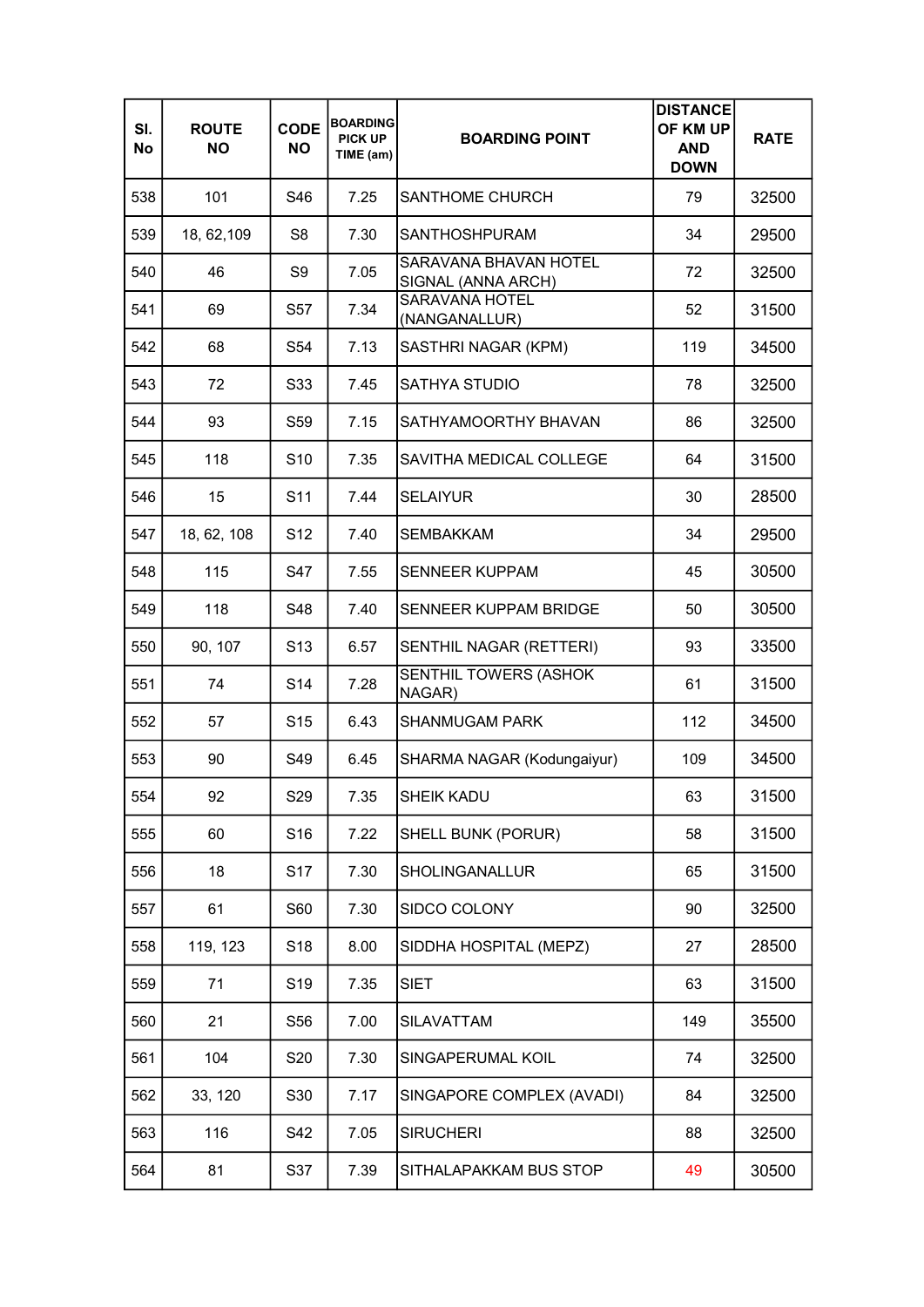| Sl. No | ROUTE NO | CODE NO | BOARDING PICK UP TIME (am) | BOARDING POINT | DISTANCE OF KM UP AND DOWN | RATE |
|---|---|---|---|---|---|---|
| 538 | 101 | S46 | 7.25 | SANTHOME CHURCH | 79 | 32500 |
| 539 | 18, 62,109 | S8 | 7.30 | SANTHOSHPURAM | 34 | 29500 |
| 540 | 46 | S9 | 7.05 | SARAVANA BHAVAN HOTEL SIGNAL (ANNA ARCH) | 72 | 32500 |
| 541 | 69 | S57 | 7.34 | SARAVANA HOTEL (NANGANALLUR) | 52 | 31500 |
| 542 | 68 | S54 | 7.13 | SASTHRI NAGAR (KPM) | 119 | 34500 |
| 543 | 72 | S33 | 7.45 | SATHYA STUDIO | 78 | 32500 |
| 544 | 93 | S59 | 7.15 | SATHYAMOORTHY BHAVAN | 86 | 32500 |
| 545 | 118 | S10 | 7.35 | SAVITHA MEDICAL COLLEGE | 64 | 31500 |
| 546 | 15 | S11 | 7.44 | SELAIYUR | 30 | 28500 |
| 547 | 18, 62, 108 | S12 | 7.40 | SEMBAKKAM | 34 | 29500 |
| 548 | 115 | S47 | 7.55 | SENNEER KUPPAM | 45 | 30500 |
| 549 | 118 | S48 | 7.40 | SENNEER KUPPAM BRIDGE | 50 | 30500 |
| 550 | 90, 107 | S13 | 6.57 | SENTHIL NAGAR (RETTERI) | 93 | 33500 |
| 551 | 74 | S14 | 7.28 | SENTHIL TOWERS (ASHOK NAGAR) | 61 | 31500 |
| 552 | 57 | S15 | 6.43 | SHANMUGAM PARK | 112 | 34500 |
| 553 | 90 | S49 | 6.45 | SHARMA NAGAR (Kodungaiyur) | 109 | 34500 |
| 554 | 92 | S29 | 7.35 | SHEIK KADU | 63 | 31500 |
| 555 | 60 | S16 | 7.22 | SHELL BUNK (PORUR) | 58 | 31500 |
| 556 | 18 | S17 | 7.30 | SHOLINGANALLUR | 65 | 31500 |
| 557 | 61 | S60 | 7.30 | SIDCO COLONY | 90 | 32500 |
| 558 | 119, 123 | S18 | 8.00 | SIDDHA HOSPITAL (MEPZ) | 27 | 28500 |
| 559 | 71 | S19 | 7.35 | SIET | 63 | 31500 |
| 560 | 21 | S56 | 7.00 | SILAVATTAM | 149 | 35500 |
| 561 | 104 | S20 | 7.30 | SINGAPERUMAL KOIL | 74 | 32500 |
| 562 | 33, 120 | S30 | 7.17 | SINGAPORE COMPLEX (AVADI) | 84 | 32500 |
| 563 | 116 | S42 | 7.05 | SIRUCHERI | 88 | 32500 |
| 564 | 81 | S37 | 7.39 | SITHALAPAKKAM BUS STOP | 49 | 30500 |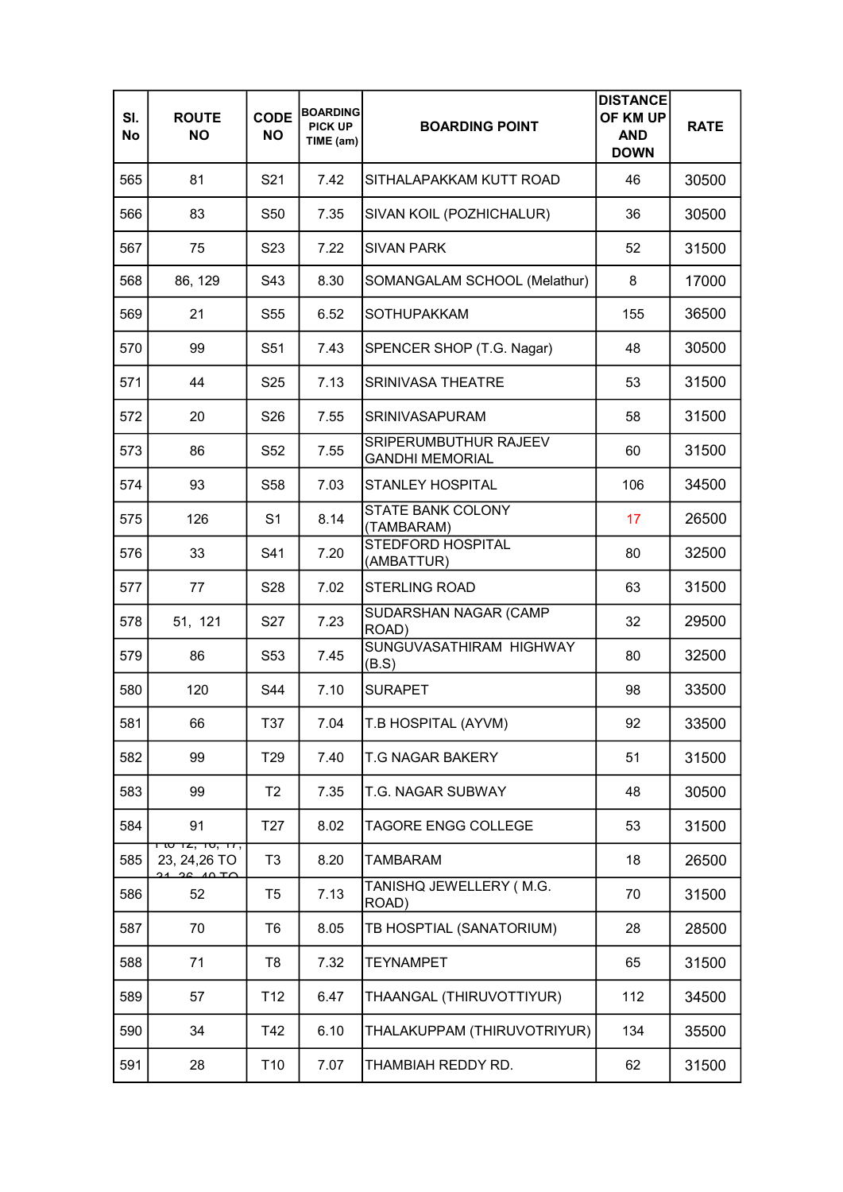| Sl. No | ROUTE NO | CODE NO | BOARDING PICK UP TIME (am) | BOARDING POINT | DISTANCE OF KM UP AND DOWN | RATE |
|---|---|---|---|---|---|---|
| 565 | 81 | S21 | 7.42 | SITHALAPAKKAM KUTT ROAD | 46 | 30500 |
| 566 | 83 | S50 | 7.35 | SIVAN KOIL (POZHICHALUR) | 36 | 30500 |
| 567 | 75 | S23 | 7.22 | SIVAN PARK | 52 | 31500 |
| 568 | 86, 129 | S43 | 8.30 | SOMANGALAM SCHOOL (Melathur) | 8 | 17000 |
| 569 | 21 | S55 | 6.52 | SOTHUPAKKAM | 155 | 36500 |
| 570 | 99 | S51 | 7.43 | SPENCER SHOP (T.G. Nagar) | 48 | 30500 |
| 571 | 44 | S25 | 7.13 | SRINIVASA THEATRE | 53 | 31500 |
| 572 | 20 | S26 | 7.55 | SRINIVASAPURAM | 58 | 31500 |
| 573 | 86 | S52 | 7.55 | SRIPERUMBUTHUR RAJEEV GANDHI MEMORIAL | 60 | 31500 |
| 574 | 93 | S58 | 7.03 | STANLEY HOSPITAL | 106 | 34500 |
| 575 | 126 | S1 | 8.14 | STATE BANK COLONY (TAMBARAM) | 17 | 26500 |
| 576 | 33 | S41 | 7.20 | STEDFORD HOSPITAL (AMBATTUR) | 80 | 32500 |
| 577 | 77 | S28 | 7.02 | STERLING ROAD | 63 | 31500 |
| 578 | 51, 121 | S27 | 7.23 | SUDARSHAN NAGAR (CAMP ROAD) | 32 | 29500 |
| 579 | 86 | S53 | 7.45 | SUNGUVASATHIRAM HIGHWAY (B.S) | 80 | 32500 |
| 580 | 120 | S44 | 7.10 | SURAPET | 98 | 33500 |
| 581 | 66 | T37 | 7.04 | T.B HOSPITAL (AYVM) | 92 | 33500 |
| 582 | 99 | T29 | 7.40 | T.G NAGAR BAKERY | 51 | 31500 |
| 583 | 99 | T2 | 7.35 | T.G. NAGAR SUBWAY | 48 | 30500 |
| 584 | 91 | T27 | 8.02 | TAGORE ENGG COLLEGE | 53 | 31500 |
| 585 | 1 to 12, 16, 17, 23, 24,26 TO 31, 36, 40 TO | T3 | 8.20 | TAMBARAM | 18 | 26500 |
| 586 | 52 | T5 | 7.13 | TANISHQ JEWELLERY ( M.G. ROAD) | 70 | 31500 |
| 587 | 70 | T6 | 8.05 | TB HOSPTIAL (SANATORIUM) | 28 | 28500 |
| 588 | 71 | T8 | 7.32 | TEYNAMPET | 65 | 31500 |
| 589 | 57 | T12 | 6.47 | THAANGAL (THIRUVOTTIYUR) | 112 | 34500 |
| 590 | 34 | T42 | 6.10 | THALAKUPPAM (THIRUVOTRIYUR) | 134 | 35500 |
| 591 | 28 | T10 | 7.07 | THAMBIAH REDDY RD. | 62 | 31500 |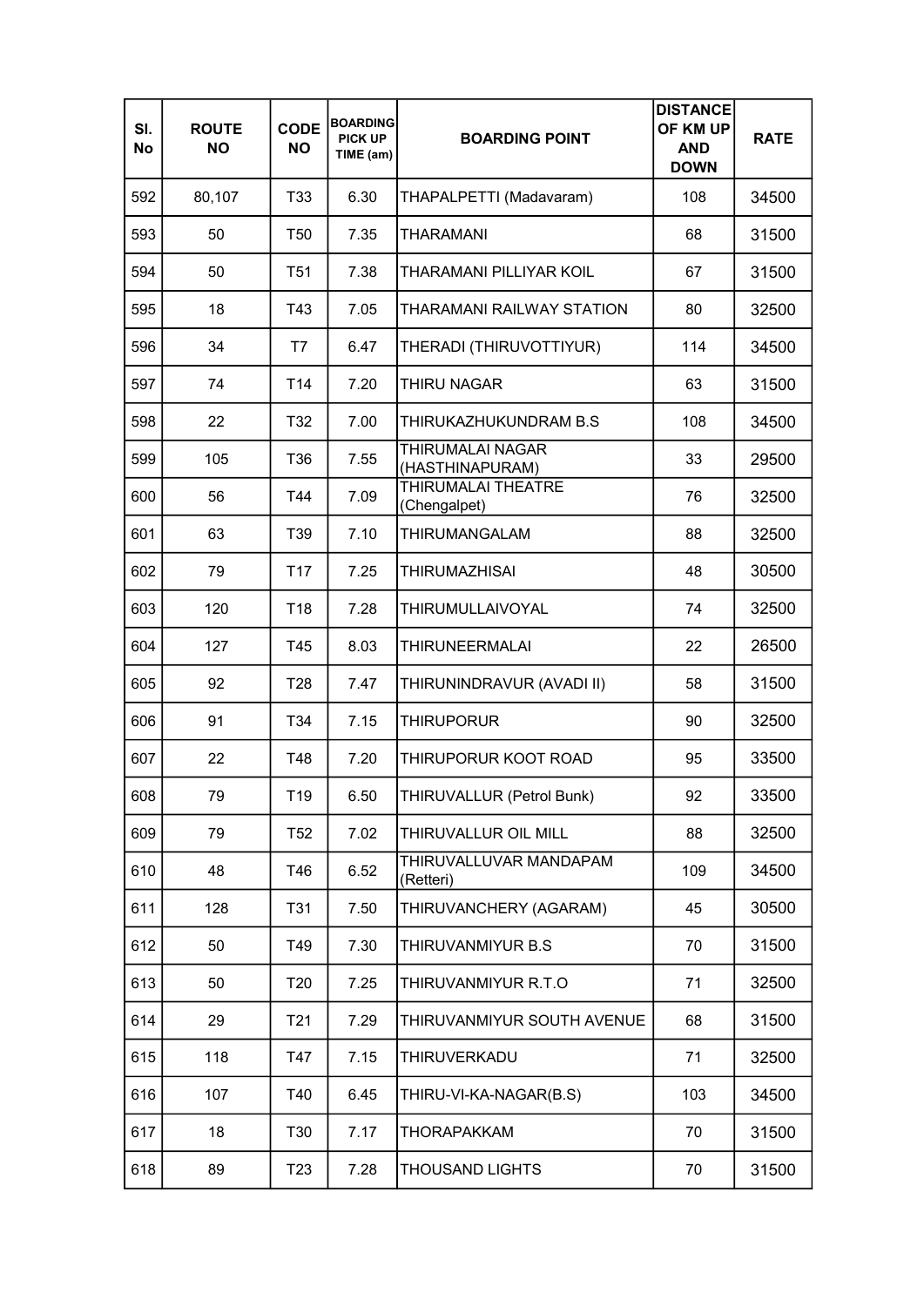| Sl. No | ROUTE NO | CODE NO | BOARDING PICK UP TIME (am) | BOARDING POINT | DISTANCE OF KM UP AND DOWN | RATE |
|---|---|---|---|---|---|---|
| 592 | 80,107 | T33 | 6.30 | THAPALPETTI (Madavaram) | 108 | 34500 |
| 593 | 50 | T50 | 7.35 | THARAMANI | 68 | 31500 |
| 594 | 50 | T51 | 7.38 | THARAMANI PILLIYAR KOIL | 67 | 31500 |
| 595 | 18 | T43 | 7.05 | THARAMANI RAILWAY STATION | 80 | 32500 |
| 596 | 34 | T7 | 6.47 | THERADI (THIRUVOTTIYUR) | 114 | 34500 |
| 597 | 74 | T14 | 7.20 | THIRU NAGAR | 63 | 31500 |
| 598 | 22 | T32 | 7.00 | THIRUKAZHUKUNDRAM B.S | 108 | 34500 |
| 599 | 105 | T36 | 7.55 | THIRUMALAI NAGAR (HASTHINAPURAM) | 33 | 29500 |
| 600 | 56 | T44 | 7.09 | THIRUMALAI THEATRE (Chengalpet) | 76 | 32500 |
| 601 | 63 | T39 | 7.10 | THIRUMANGALAM | 88 | 32500 |
| 602 | 79 | T17 | 7.25 | THIRUMAZHISAI | 48 | 30500 |
| 603 | 120 | T18 | 7.28 | THIRUMULLAIVOYAL | 74 | 32500 |
| 604 | 127 | T45 | 8.03 | THIRUNEERMALAI | 22 | 26500 |
| 605 | 92 | T28 | 7.47 | THIRUNINDRAVUR (AVADI II) | 58 | 31500 |
| 606 | 91 | T34 | 7.15 | THIRUPORUR | 90 | 32500 |
| 607 | 22 | T48 | 7.20 | THIRUPORUR KOOT ROAD | 95 | 33500 |
| 608 | 79 | T19 | 6.50 | THIRUVALLUR (Petrol Bunk) | 92 | 33500 |
| 609 | 79 | T52 | 7.02 | THIRUVALLUR OIL MILL | 88 | 32500 |
| 610 | 48 | T46 | 6.52 | THIRUVALLUVAR MANDAPAM (Retteri) | 109 | 34500 |
| 611 | 128 | T31 | 7.50 | THIRUVANCHERY (AGARAM) | 45 | 30500 |
| 612 | 50 | T49 | 7.30 | THIRUVANMIYUR B.S | 70 | 31500 |
| 613 | 50 | T20 | 7.25 | THIRUVANMIYUR R.T.O | 71 | 32500 |
| 614 | 29 | T21 | 7.29 | THIRUVANMIYUR SOUTH AVENUE | 68 | 31500 |
| 615 | 118 | T47 | 7.15 | THIRUVERKADU | 71 | 32500 |
| 616 | 107 | T40 | 6.45 | THIRU-VI-KA-NAGAR(B.S) | 103 | 34500 |
| 617 | 18 | T30 | 7.17 | THORAPAKKAM | 70 | 31500 |
| 618 | 89 | T23 | 7.28 | THOUSAND LIGHTS | 70 | 31500 |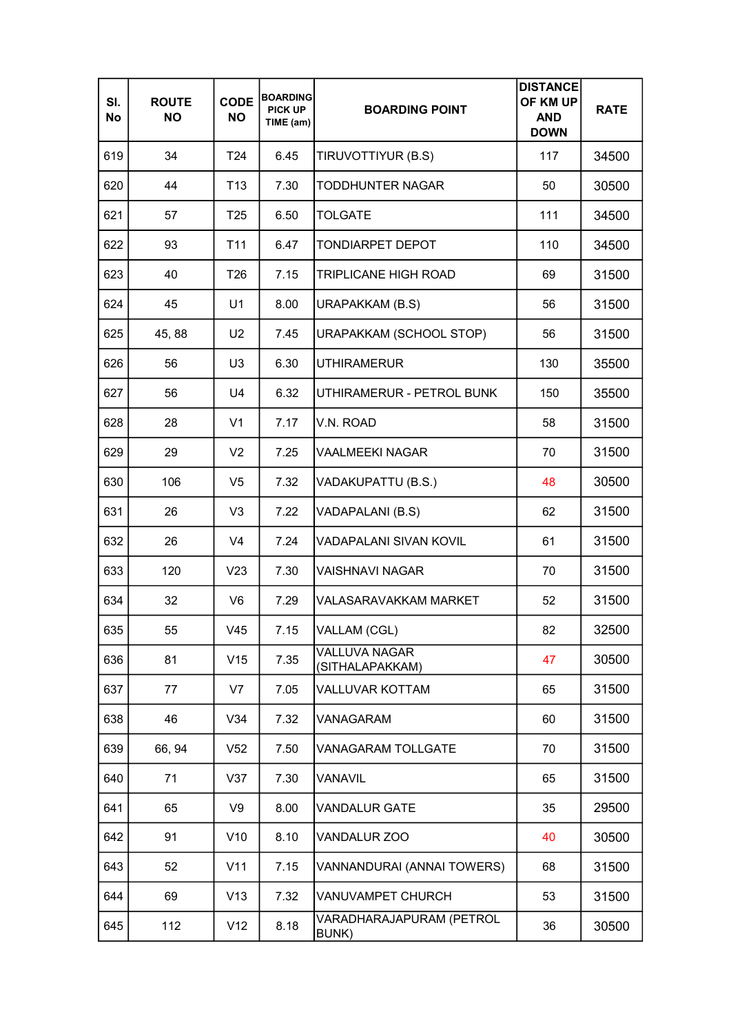| Sl. No | ROUTE NO | CODE NO | BOARDING PICK UP TIME (am) | BOARDING POINT | DISTANCE OF KM UP AND DOWN | RATE |
|---|---|---|---|---|---|---|
| 619 | 34 | T24 | 6.45 | TIRUVOTTIYUR (B.S) | 117 | 34500 |
| 620 | 44 | T13 | 7.30 | TODDHUNTER NAGAR | 50 | 30500 |
| 621 | 57 | T25 | 6.50 | TOLGATE | 111 | 34500 |
| 622 | 93 | T11 | 6.47 | TONDIARPET DEPOT | 110 | 34500 |
| 623 | 40 | T26 | 7.15 | TRIPLICANE HIGH ROAD | 69 | 31500 |
| 624 | 45 | U1 | 8.00 | URAPAKKAM (B.S) | 56 | 31500 |
| 625 | 45, 88 | U2 | 7.45 | URAPAKKAM (SCHOOL STOP) | 56 | 31500 |
| 626 | 56 | U3 | 6.30 | UTHIRAMERUR | 130 | 35500 |
| 627 | 56 | U4 | 6.32 | UTHIRAMERUR - PETROL BUNK | 150 | 35500 |
| 628 | 28 | V1 | 7.17 | V.N. ROAD | 58 | 31500 |
| 629 | 29 | V2 | 7.25 | VAALMEEKI NAGAR | 70 | 31500 |
| 630 | 106 | V5 | 7.32 | VADAKUPATTU (B.S.) | 48 | 30500 |
| 631 | 26 | V3 | 7.22 | VADAPALANI (B.S) | 62 | 31500 |
| 632 | 26 | V4 | 7.24 | VADAPALANI SIVAN KOVIL | 61 | 31500 |
| 633 | 120 | V23 | 7.30 | VAISHNAVI NAGAR | 70 | 31500 |
| 634 | 32 | V6 | 7.29 | VALASARAVAKKAM MARKET | 52 | 31500 |
| 635 | 55 | V45 | 7.15 | VALLAM (CGL) | 82 | 32500 |
| 636 | 81 | V15 | 7.35 | VALLUVA NAGAR (SITHALAPAKKAM) | 47 | 30500 |
| 637 | 77 | V7 | 7.05 | VALLUVAR KOTTAM | 65 | 31500 |
| 638 | 46 | V34 | 7.32 | VANAGARAM | 60 | 31500 |
| 639 | 66, 94 | V52 | 7.50 | VANAGARAM TOLLGATE | 70 | 31500 |
| 640 | 71 | V37 | 7.30 | VANAVIL | 65 | 31500 |
| 641 | 65 | V9 | 8.00 | VANDALUR GATE | 35 | 29500 |
| 642 | 91 | V10 | 8.10 | VANDALUR ZOO | 40 | 30500 |
| 643 | 52 | V11 | 7.15 | VANNANDURAI (ANNAI TOWERS) | 68 | 31500 |
| 644 | 69 | V13 | 7.32 | VANUVAMPET CHURCH | 53 | 31500 |
| 645 | 112 | V12 | 8.18 | VARADHARAJAPURAM (PETROL BUNK) | 36 | 30500 |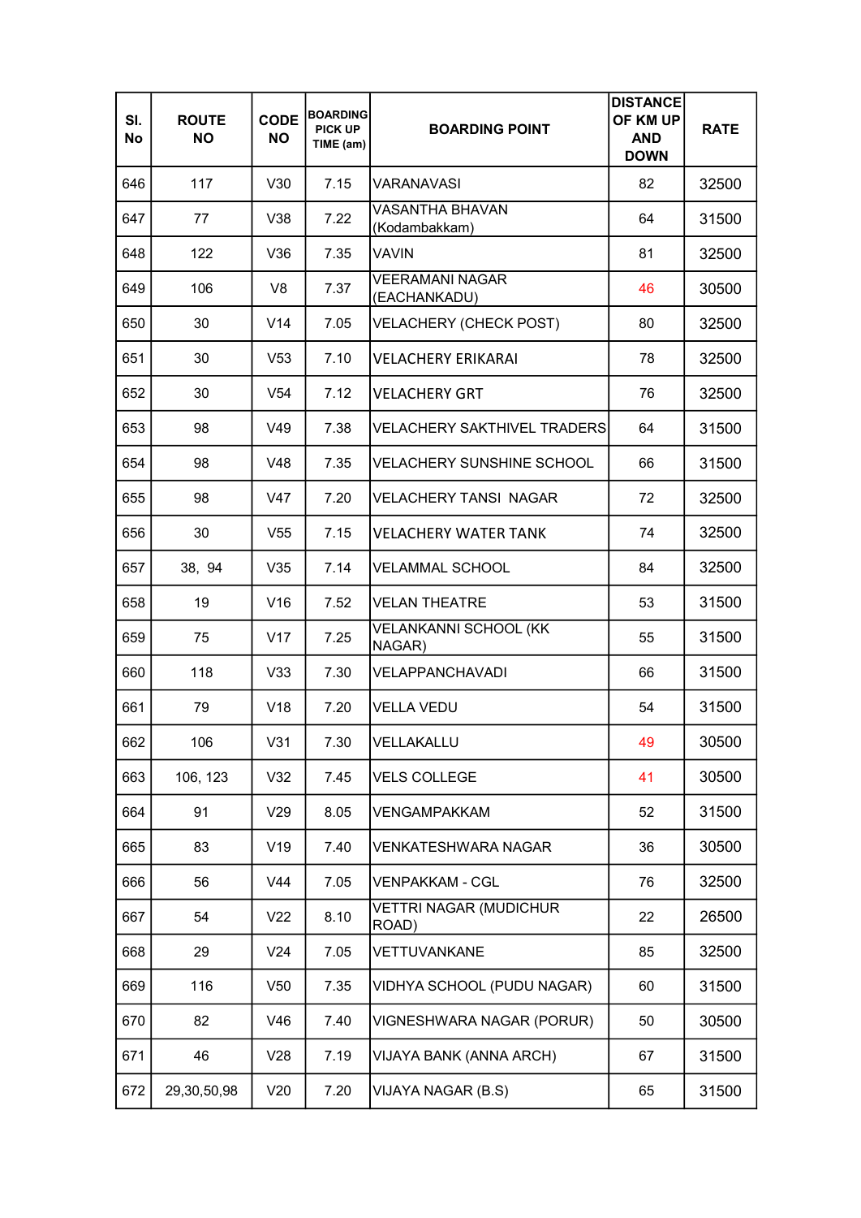| Sl. No | ROUTE NO | CODE NO | BOARDING PICK UP TIME (am) | BOARDING POINT | DISTANCE OF KM UP AND DOWN | RATE |
|---|---|---|---|---|---|---|
| 646 | 117 | V30 | 7.15 | VARANAVASI | 82 | 32500 |
| 647 | 77 | V38 | 7.22 | VASANTHA BHAVAN (Kodambakkam) | 64 | 31500 |
| 648 | 122 | V36 | 7.35 | VAVIN | 81 | 32500 |
| 649 | 106 | V8 | 7.37 | VEERAMANI NAGAR (EACHANKADU) | 46 | 30500 |
| 650 | 30 | V14 | 7.05 | VELACHERY (CHECK POST) | 80 | 32500 |
| 651 | 30 | V53 | 7.10 | VELACHERY ERIKARAI | 78 | 32500 |
| 652 | 30 | V54 | 7.12 | VELACHERY GRT | 76 | 32500 |
| 653 | 98 | V49 | 7.38 | VELACHERY SAKTHIVEL TRADERS | 64 | 31500 |
| 654 | 98 | V48 | 7.35 | VELACHERY SUNSHINE SCHOOL | 66 | 31500 |
| 655 | 98 | V47 | 7.20 | VELACHERY TANSI NAGAR | 72 | 32500 |
| 656 | 30 | V55 | 7.15 | VELACHERY WATER TANK | 74 | 32500 |
| 657 | 38, 94 | V35 | 7.14 | VELAMMAL SCHOOL | 84 | 32500 |
| 658 | 19 | V16 | 7.52 | VELAN THEATRE | 53 | 31500 |
| 659 | 75 | V17 | 7.25 | VELANKANNI SCHOOL (KK NAGAR) | 55 | 31500 |
| 660 | 118 | V33 | 7.30 | VELAPPANCHAVADI | 66 | 31500 |
| 661 | 79 | V18 | 7.20 | VELLA VEDU | 54 | 31500 |
| 662 | 106 | V31 | 7.30 | VELLAKALLU | 49 | 30500 |
| 663 | 106, 123 | V32 | 7.45 | VELS COLLEGE | 41 | 30500 |
| 664 | 91 | V29 | 8.05 | VENGAMPAKKAM | 52 | 31500 |
| 665 | 83 | V19 | 7.40 | VENKATESHWARA NAGAR | 36 | 30500 |
| 666 | 56 | V44 | 7.05 | VENPAKKAM - CGL | 76 | 32500 |
| 667 | 54 | V22 | 8.10 | VETTRI NAGAR (MUDICHUR ROAD) | 22 | 26500 |
| 668 | 29 | V24 | 7.05 | VETTUVANKANE | 85 | 32500 |
| 669 | 116 | V50 | 7.35 | VIDHYA SCHOOL (PUDU NAGAR) | 60 | 31500 |
| 670 | 82 | V46 | 7.40 | VIGNESHWARA NAGAR (PORUR) | 50 | 30500 |
| 671 | 46 | V28 | 7.19 | VIJAYA BANK (ANNA ARCH) | 67 | 31500 |
| 672 | 29,30,50,98 | V20 | 7.20 | VIJAYA NAGAR (B.S) | 65 | 31500 |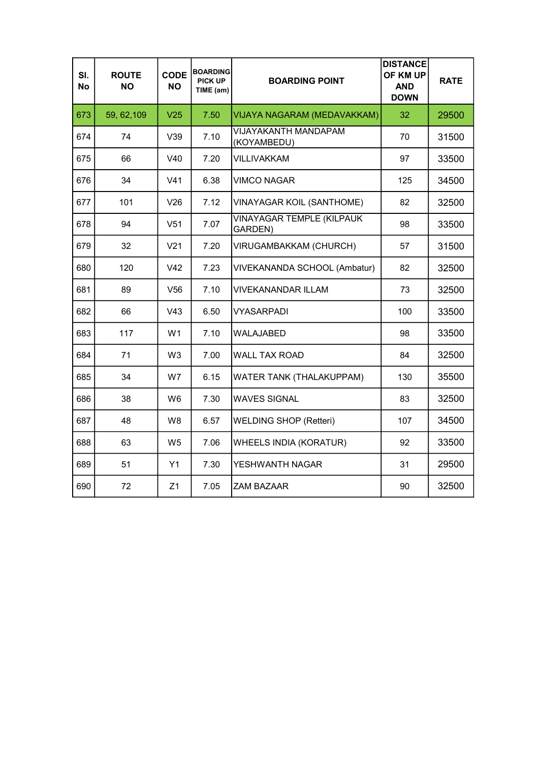| Sl. No | ROUTE NO | CODE NO | BOARDING PICK UP TIME (am) | BOARDING POINT | DISTANCE OF KM UP AND DOWN | RATE |
|---|---|---|---|---|---|---|
| 673 | 59, 62,109 | V25 | 7.50 | VIJAYA NAGARAM (MEDAVAKKAM) | 32 | 29500 |
| 674 | 74 | V39 | 7.10 | VIJAYAKANTH MANDAPAM (KOYAMBEDU) | 70 | 31500 |
| 675 | 66 | V40 | 7.20 | VILLIVAKKAM | 97 | 33500 |
| 676 | 34 | V41 | 6.38 | VIMCO NAGAR | 125 | 34500 |
| 677 | 101 | V26 | 7.12 | VINAYAGAR KOIL (SANTHOME) | 82 | 32500 |
| 678 | 94 | V51 | 7.07 | VINAYAGAR TEMPLE (KILPAUK GARDEN) | 98 | 33500 |
| 679 | 32 | V21 | 7.20 | VIRUGAMBAKKAM (CHURCH) | 57 | 31500 |
| 680 | 120 | V42 | 7.23 | VIVEKANANDA SCHOOL (Ambatur) | 82 | 32500 |
| 681 | 89 | V56 | 7.10 | VIVEKANANDAR ILLAM | 73 | 32500 |
| 682 | 66 | V43 | 6.50 | VYASARPADI | 100 | 33500 |
| 683 | 117 | W1 | 7.10 | WALAJABED | 98 | 33500 |
| 684 | 71 | W3 | 7.00 | WALL TAX ROAD | 84 | 32500 |
| 685 | 34 | W7 | 6.15 | WATER TANK (THALAKUPPAM) | 130 | 35500 |
| 686 | 38 | W6 | 7.30 | WAVES SIGNAL | 83 | 32500 |
| 687 | 48 | W8 | 6.57 | WELDING SHOP (Retteri) | 107 | 34500 |
| 688 | 63 | W5 | 7.06 | WHEELS INDIA (KORATUR) | 92 | 33500 |
| 689 | 51 | Y1 | 7.30 | YESHWANTH NAGAR | 31 | 29500 |
| 690 | 72 | Z1 | 7.05 | ZAM BAZAAR | 90 | 32500 |